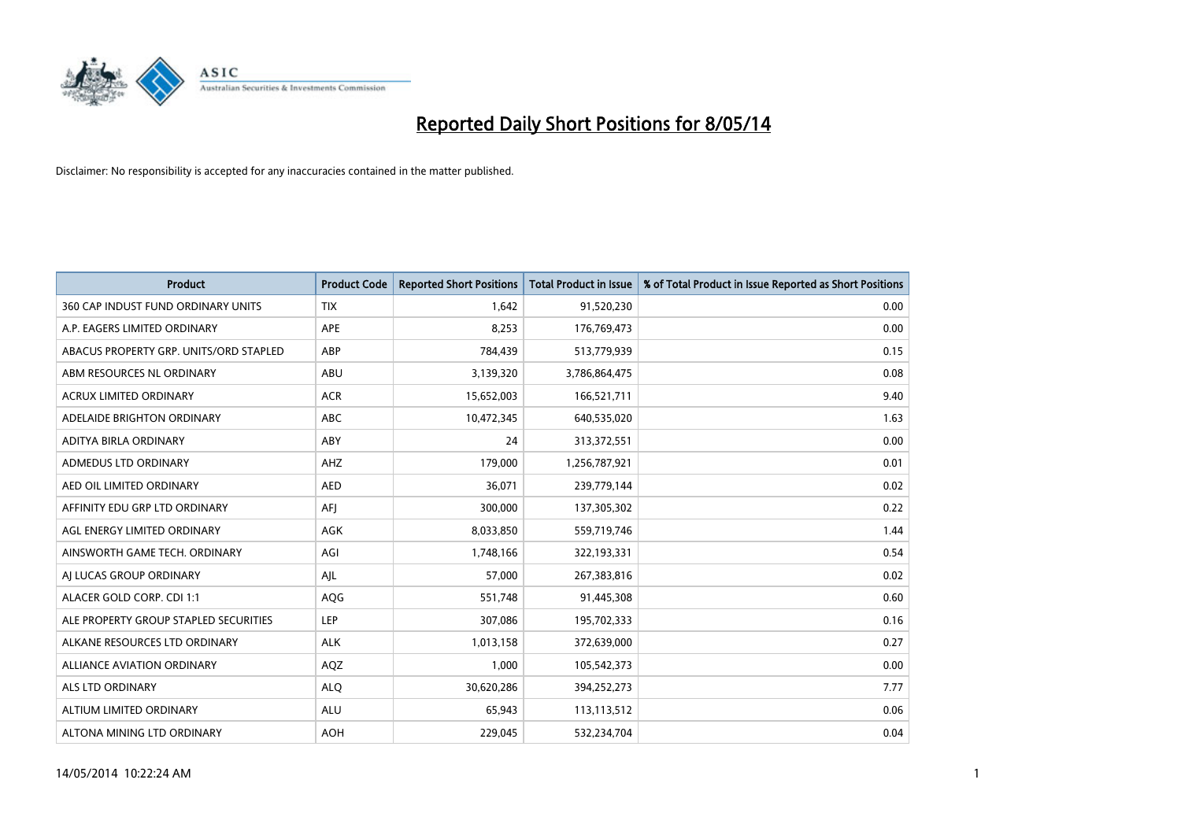# Reported Daily Short Positions for 8/05/14

Disclaimer: No responsibility is accepted for any inaccuracies contained in the matter published.

| Product | Product Code | Reported Short Positions | Total Product in Issue | % of Total Product in Issue Reported as Short Positions |
|---|---|---|---|---|
| 360 CAP INDUST FUND ORDINARY UNITS | TIX | 1,642 | 91,520,230 | 0.00 |
| A.P. EAGERS LIMITED ORDINARY | APE | 8,253 | 176,769,473 | 0.00 |
| ABACUS PROPERTY GRP. UNITS/ORD STAPLED | ABP | 784,439 | 513,779,939 | 0.15 |
| ABM RESOURCES NL ORDINARY | ABU | 3,139,320 | 3,786,864,475 | 0.08 |
| ACRUX LIMITED ORDINARY | ACR | 15,652,003 | 166,521,711 | 9.40 |
| ADELAIDE BRIGHTON ORDINARY | ABC | 10,472,345 | 640,535,020 | 1.63 |
| ADITYA BIRLA ORDINARY | ABY | 24 | 313,372,551 | 0.00 |
| ADMEDUS LTD ORDINARY | AHZ | 179,000 | 1,256,787,921 | 0.01 |
| AED OIL LIMITED ORDINARY | AED | 36,071 | 239,779,144 | 0.02 |
| AFFINITY EDU GRP LTD ORDINARY | AFJ | 300,000 | 137,305,302 | 0.22 |
| AGL ENERGY LIMITED ORDINARY | AGK | 8,033,850 | 559,719,746 | 1.44 |
| AINSWORTH GAME TECH. ORDINARY | AGI | 1,748,166 | 322,193,331 | 0.54 |
| AJ LUCAS GROUP ORDINARY | AJL | 57,000 | 267,383,816 | 0.02 |
| ALACER GOLD CORP. CDI 1:1 | AQG | 551,748 | 91,445,308 | 0.60 |
| ALE PROPERTY GROUP STAPLED SECURITIES | LEP | 307,086 | 195,702,333 | 0.16 |
| ALKANE RESOURCES LTD ORDINARY | ALK | 1,013,158 | 372,639,000 | 0.27 |
| ALLIANCE AVIATION ORDINARY | AQZ | 1,000 | 105,542,373 | 0.00 |
| ALS LTD ORDINARY | ALQ | 30,620,286 | 394,252,273 | 7.77 |
| ALTIUM LIMITED ORDINARY | ALU | 65,943 | 113,113,512 | 0.06 |
| ALTONA MINING LTD ORDINARY | AOH | 229,045 | 532,234,704 | 0.04 |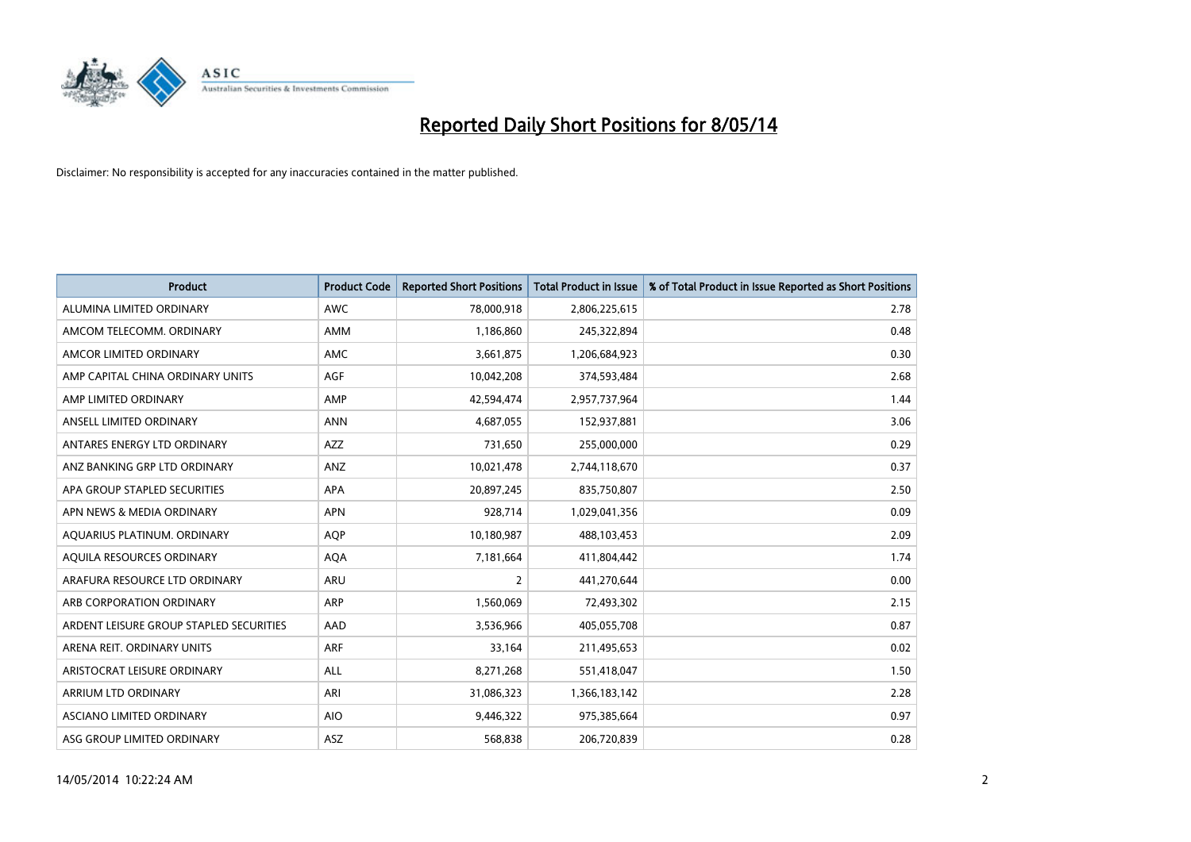# Reported Daily Short Positions for 8/05/14

Disclaimer: No responsibility is accepted for any inaccuracies contained in the matter published.

| Product | Product Code | Reported Short Positions | Total Product in Issue | % of Total Product in Issue Reported as Short Positions |
|---|---|---|---|---|
| ALUMINA LIMITED ORDINARY | AWC | 78,000,918 | 2,806,225,615 | 2.78 |
| AMCOM TELECOMM. ORDINARY | AMM | 1,186,860 | 245,322,894 | 0.48 |
| AMCOR LIMITED ORDINARY | AMC | 3,661,875 | 1,206,684,923 | 0.30 |
| AMP CAPITAL CHINA ORDINARY UNITS | AGF | 10,042,208 | 374,593,484 | 2.68 |
| AMP LIMITED ORDINARY | AMP | 42,594,474 | 2,957,737,964 | 1.44 |
| ANSELL LIMITED ORDINARY | ANN | 4,687,055 | 152,937,881 | 3.06 |
| ANTARES ENERGY LTD ORDINARY | AZZ | 731,650 | 255,000,000 | 0.29 |
| ANZ BANKING GRP LTD ORDINARY | ANZ | 10,021,478 | 2,744,118,670 | 0.37 |
| APA GROUP STAPLED SECURITIES | APA | 20,897,245 | 835,750,807 | 2.50 |
| APN NEWS & MEDIA ORDINARY | APN | 928,714 | 1,029,041,356 | 0.09 |
| AQUARIUS PLATINUM. ORDINARY | AQP | 10,180,987 | 488,103,453 | 2.09 |
| AQUILA RESOURCES ORDINARY | AQA | 7,181,664 | 411,804,442 | 1.74 |
| ARAFURA RESOURCE LTD ORDINARY | ARU | 2 | 441,270,644 | 0.00 |
| ARB CORPORATION ORDINARY | ARP | 1,560,069 | 72,493,302 | 2.15 |
| ARDENT LEISURE GROUP STAPLED SECURITIES | AAD | 3,536,966 | 405,055,708 | 0.87 |
| ARENA REIT. ORDINARY UNITS | ARF | 33,164 | 211,495,653 | 0.02 |
| ARISTOCRAT LEISURE ORDINARY | ALL | 8,271,268 | 551,418,047 | 1.50 |
| ARRIUM LTD ORDINARY | ARI | 31,086,323 | 1,366,183,142 | 2.28 |
| ASCIANO LIMITED ORDINARY | AIO | 9,446,322 | 975,385,664 | 0.97 |
| ASG GROUP LIMITED ORDINARY | ASZ | 568,838 | 206,720,839 | 0.28 |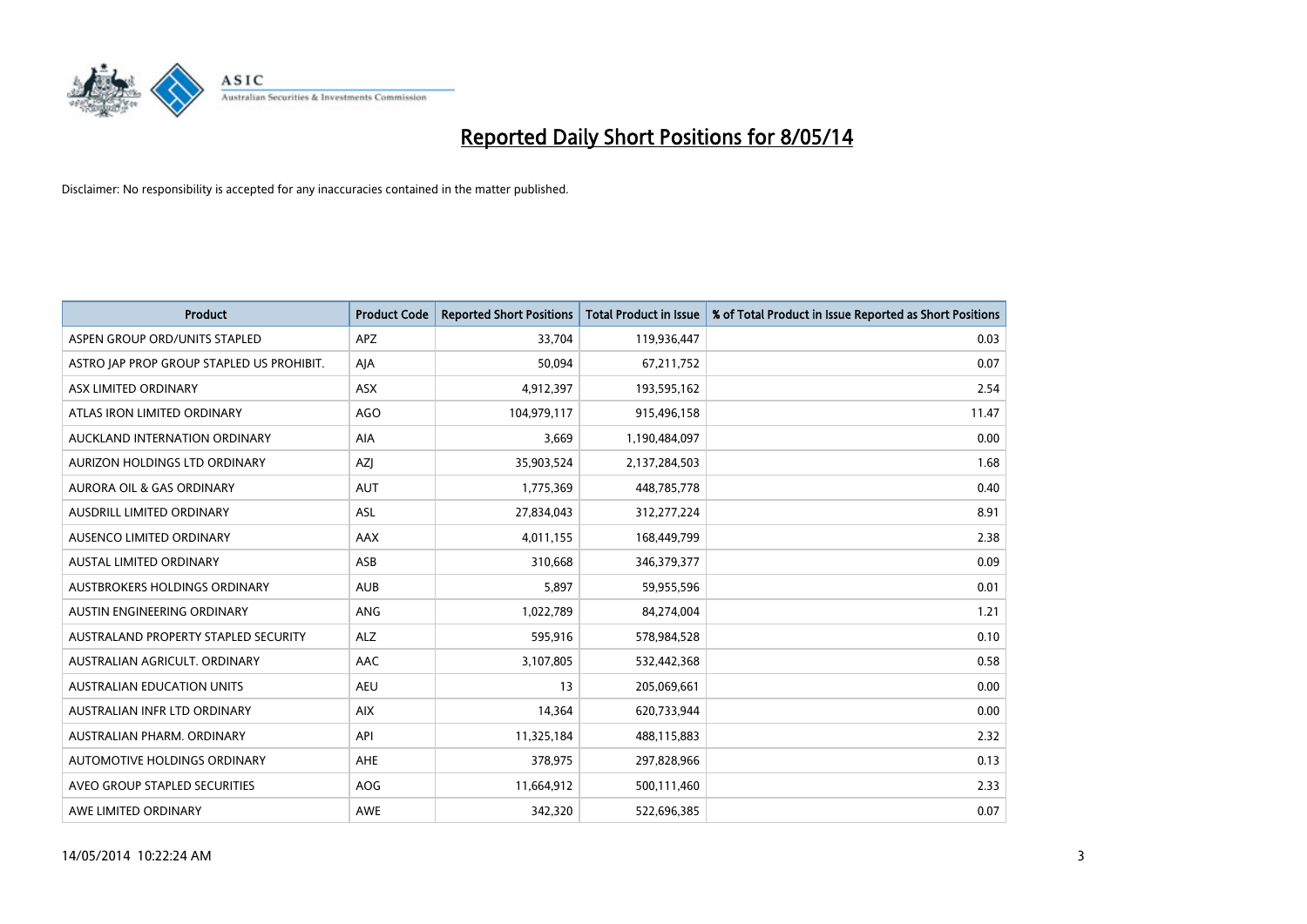# Reported Daily Short Positions for 8/05/14

Disclaimer: No responsibility is accepted for any inaccuracies contained in the matter published.

| Product | Product Code | Reported Short Positions | Total Product in Issue | % of Total Product in Issue Reported as Short Positions |
| --- | --- | --- | --- | --- |
| ASPEN GROUP ORD/UNITS STAPLED | APZ | 33,704 | 119,936,447 | 0.03 |
| ASTRO JAP PROP GROUP STAPLED US PROHIBIT. | AJA | 50,094 | 67,211,752 | 0.07 |
| ASX LIMITED ORDINARY | ASX | 4,912,397 | 193,595,162 | 2.54 |
| ATLAS IRON LIMITED ORDINARY | AGO | 104,979,117 | 915,496,158 | 11.47 |
| AUCKLAND INTERNATION ORDINARY | AIA | 3,669 | 1,190,484,097 | 0.00 |
| AURIZON HOLDINGS LTD ORDINARY | AZJ | 35,903,524 | 2,137,284,503 | 1.68 |
| AURORA OIL & GAS ORDINARY | AUT | 1,775,369 | 448,785,778 | 0.40 |
| AUSDRILL LIMITED ORDINARY | ASL | 27,834,043 | 312,277,224 | 8.91 |
| AUSENCO LIMITED ORDINARY | AAX | 4,011,155 | 168,449,799 | 2.38 |
| AUSTAL LIMITED ORDINARY | ASB | 310,668 | 346,379,377 | 0.09 |
| AUSTBROKERS HOLDINGS ORDINARY | AUB | 5,897 | 59,955,596 | 0.01 |
| AUSTIN ENGINEERING ORDINARY | ANG | 1,022,789 | 84,274,004 | 1.21 |
| AUSTRALAND PROPERTY STAPLED SECURITY | ALZ | 595,916 | 578,984,528 | 0.10 |
| AUSTRALIAN AGRICULT. ORDINARY | AAC | 3,107,805 | 532,442,368 | 0.58 |
| AUSTRALIAN EDUCATION UNITS | AEU | 13 | 205,069,661 | 0.00 |
| AUSTRALIAN INFR LTD ORDINARY | AIX | 14,364 | 620,733,944 | 0.00 |
| AUSTRALIAN PHARM. ORDINARY | API | 11,325,184 | 488,115,883 | 2.32 |
| AUTOMOTIVE HOLDINGS ORDINARY | AHE | 378,975 | 297,828,966 | 0.13 |
| AVEO GROUP STAPLED SECURITIES | AOG | 11,664,912 | 500,111,460 | 2.33 |
| AWE LIMITED ORDINARY | AWE | 342,320 | 522,696,385 | 0.07 |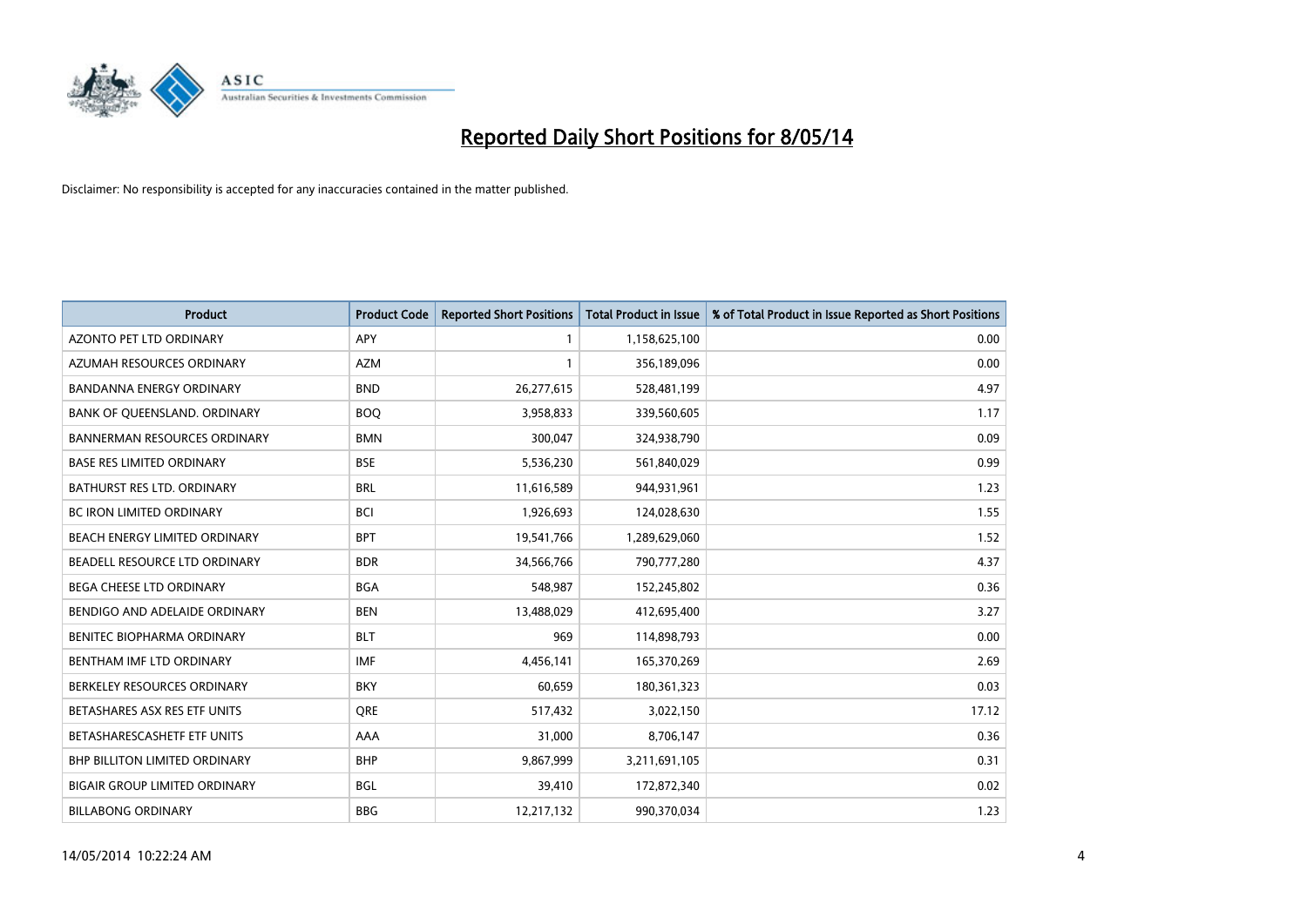# Reported Daily Short Positions for 8/05/14

Disclaimer: No responsibility is accepted for any inaccuracies contained in the matter published.

| Product | Product Code | Reported Short Positions | Total Product in Issue | % of Total Product in Issue Reported as Short Positions |
|---|---|---|---|---|
| AZONTO PET LTD ORDINARY | APY | 1 | 1,158,625,100 | 0.00 |
| AZUMAH RESOURCES ORDINARY | AZM | 1 | 356,189,096 | 0.00 |
| BANDANNA ENERGY ORDINARY | BND | 26,277,615 | 528,481,199 | 4.97 |
| BANK OF QUEENSLAND. ORDINARY | BOQ | 3,958,833 | 339,560,605 | 1.17 |
| BANNERMAN RESOURCES ORDINARY | BMN | 300,047 | 324,938,790 | 0.09 |
| BASE RES LIMITED ORDINARY | BSE | 5,536,230 | 561,840,029 | 0.99 |
| BATHURST RES LTD. ORDINARY | BRL | 11,616,589 | 944,931,961 | 1.23 |
| BC IRON LIMITED ORDINARY | BCI | 1,926,693 | 124,028,630 | 1.55 |
| BEACH ENERGY LIMITED ORDINARY | BPT | 19,541,766 | 1,289,629,060 | 1.52 |
| BEADELL RESOURCE LTD ORDINARY | BDR | 34,566,766 | 790,777,280 | 4.37 |
| BEGA CHEESE LTD ORDINARY | BGA | 548,987 | 152,245,802 | 0.36 |
| BENDIGO AND ADELAIDE ORDINARY | BEN | 13,488,029 | 412,695,400 | 3.27 |
| BENITEC BIOPHARMA ORDINARY | BLT | 969 | 114,898,793 | 0.00 |
| BENTHAM IMF LTD ORDINARY | IMF | 4,456,141 | 165,370,269 | 2.69 |
| BERKELEY RESOURCES ORDINARY | BKY | 60,659 | 180,361,323 | 0.03 |
| BETASHARES ASX RES ETF UNITS | QRE | 517,432 | 3,022,150 | 17.12 |
| BETASHARESCASHETF ETF UNITS | AAA | 31,000 | 8,706,147 | 0.36 |
| BHP BILLITON LIMITED ORDINARY | BHP | 9,867,999 | 3,211,691,105 | 0.31 |
| BIGAIR GROUP LIMITED ORDINARY | BGL | 39,410 | 172,872,340 | 0.02 |
| BILLABONG ORDINARY | BBG | 12,217,132 | 990,370,034 | 1.23 |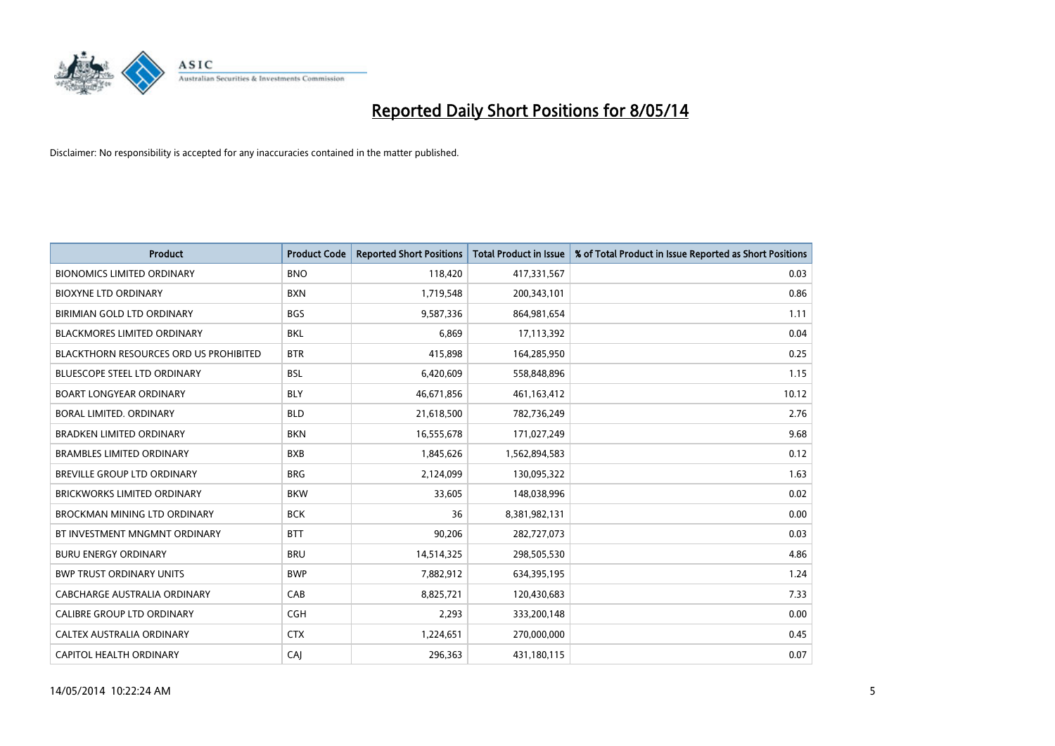# Reported Daily Short Positions for 8/05/14

Disclaimer: No responsibility is accepted for any inaccuracies contained in the matter published.

| Product | Product Code | Reported Short Positions | Total Product in Issue | % of Total Product in Issue Reported as Short Positions |
|---|---|---|---|---|
| BIONOMICS LIMITED ORDINARY | BNO | 118,420 | 417,331,567 | 0.03 |
| BIOXYNE LTD ORDINARY | BXN | 1,719,548 | 200,343,101 | 0.86 |
| BIRIMIAN GOLD LTD ORDINARY | BGS | 9,587,336 | 864,981,654 | 1.11 |
| BLACKMORES LIMITED ORDINARY | BKL | 6,869 | 17,113,392 | 0.04 |
| BLACKTHORN RESOURCES ORD US PROHIBITED | BTR | 415,898 | 164,285,950 | 0.25 |
| BLUESCOPE STEEL LTD ORDINARY | BSL | 6,420,609 | 558,848,896 | 1.15 |
| BOART LONGYEAR ORDINARY | BLY | 46,671,856 | 461,163,412 | 10.12 |
| BORAL LIMITED. ORDINARY | BLD | 21,618,500 | 782,736,249 | 2.76 |
| BRADKEN LIMITED ORDINARY | BKN | 16,555,678 | 171,027,249 | 9.68 |
| BRAMBLES LIMITED ORDINARY | BXB | 1,845,626 | 1,562,894,583 | 0.12 |
| BREVILLE GROUP LTD ORDINARY | BRG | 2,124,099 | 130,095,322 | 1.63 |
| BRICKWORKS LIMITED ORDINARY | BKW | 33,605 | 148,038,996 | 0.02 |
| BROCKMAN MINING LTD ORDINARY | BCK | 36 | 8,381,982,131 | 0.00 |
| BT INVESTMENT MNGMNT ORDINARY | BTT | 90,206 | 282,727,073 | 0.03 |
| BURU ENERGY ORDINARY | BRU | 14,514,325 | 298,505,530 | 4.86 |
| BWP TRUST ORDINARY UNITS | BWP | 7,882,912 | 634,395,195 | 1.24 |
| CABCHARGE AUSTRALIA ORDINARY | CAB | 8,825,721 | 120,430,683 | 7.33 |
| CALIBRE GROUP LTD ORDINARY | CGH | 2,293 | 333,200,148 | 0.00 |
| CALTEX AUSTRALIA ORDINARY | CTX | 1,224,651 | 270,000,000 | 0.45 |
| CAPITOL HEALTH ORDINARY | CAJ | 296,363 | 431,180,115 | 0.07 |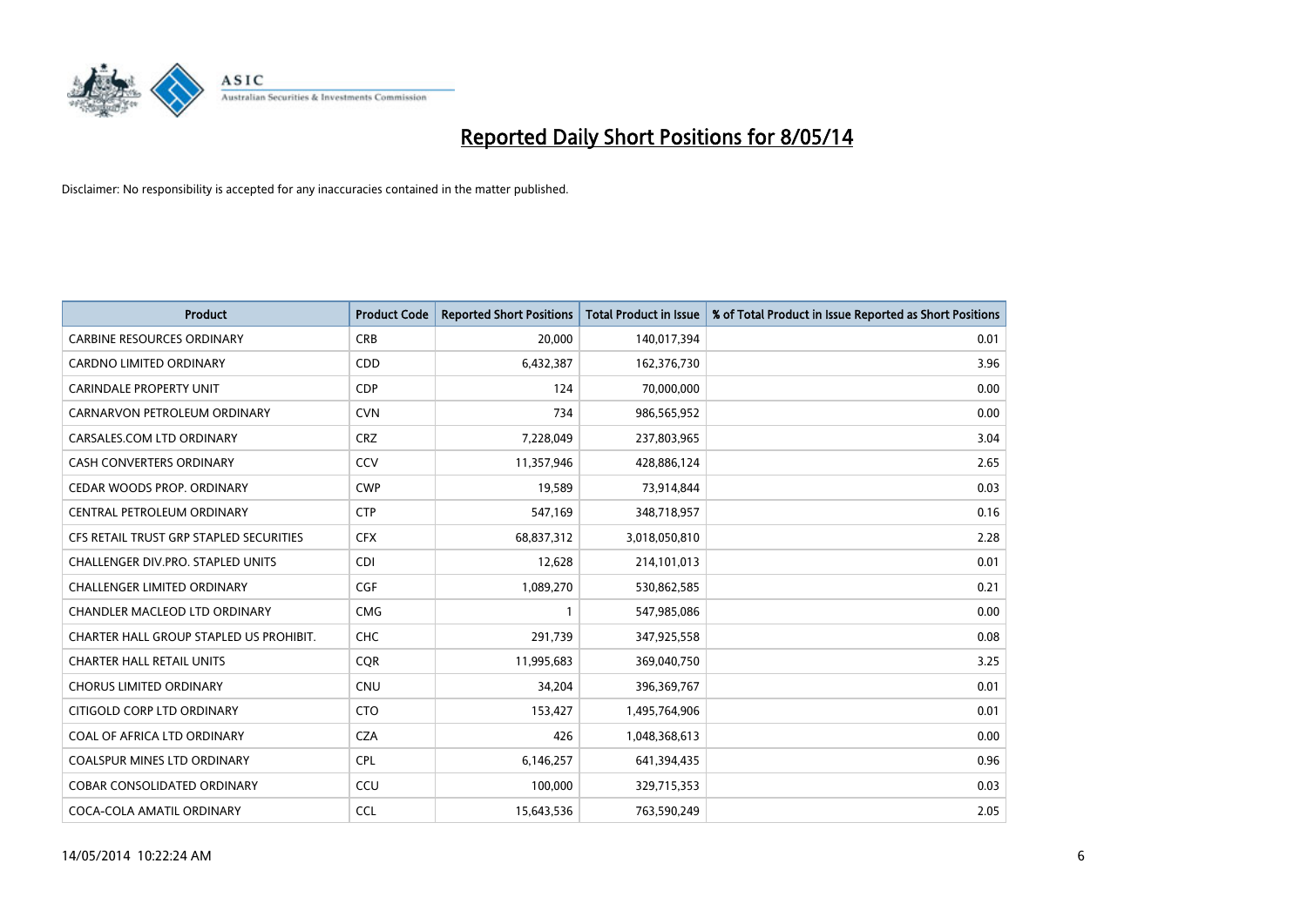# Reported Daily Short Positions for 8/05/14

Disclaimer: No responsibility is accepted for any inaccuracies contained in the matter published.

| Product | Product Code | Reported Short Positions | Total Product in Issue | % of Total Product in Issue Reported as Short Positions |
| --- | --- | --- | --- | --- |
| CARBINE RESOURCES ORDINARY | CRB | 20,000 | 140,017,394 | 0.01 |
| CARDNO LIMITED ORDINARY | CDD | 6,432,387 | 162,376,730 | 3.96 |
| CARINDALE PROPERTY UNIT | CDP | 124 | 70,000,000 | 0.00 |
| CARNARVON PETROLEUM ORDINARY | CVN | 734 | 986,565,952 | 0.00 |
| CARSALES.COM LTD ORDINARY | CRZ | 7,228,049 | 237,803,965 | 3.04 |
| CASH CONVERTERS ORDINARY | CCV | 11,357,946 | 428,886,124 | 2.65 |
| CEDAR WOODS PROP. ORDINARY | CWP | 19,589 | 73,914,844 | 0.03 |
| CENTRAL PETROLEUM ORDINARY | CTP | 547,169 | 348,718,957 | 0.16 |
| CFS RETAIL TRUST GRP STAPLED SECURITIES | CFX | 68,837,312 | 3,018,050,810 | 2.28 |
| CHALLENGER DIV.PRO. STAPLED UNITS | CDI | 12,628 | 214,101,013 | 0.01 |
| CHALLENGER LIMITED ORDINARY | CGF | 1,089,270 | 530,862,585 | 0.21 |
| CHANDLER MACLEOD LTD ORDINARY | CMG | 1 | 547,985,086 | 0.00 |
| CHARTER HALL GROUP STAPLED US PROHIBIT. | CHC | 291,739 | 347,925,558 | 0.08 |
| CHARTER HALL RETAIL UNITS | CQR | 11,995,683 | 369,040,750 | 3.25 |
| CHORUS LIMITED ORDINARY | CNU | 34,204 | 396,369,767 | 0.01 |
| CITIGOLD CORP LTD ORDINARY | CTO | 153,427 | 1,495,764,906 | 0.01 |
| COAL OF AFRICA LTD ORDINARY | CZA | 426 | 1,048,368,613 | 0.00 |
| COALSPUR MINES LTD ORDINARY | CPL | 6,146,257 | 641,394,435 | 0.96 |
| COBAR CONSOLIDATED ORDINARY | CCU | 100,000 | 329,715,353 | 0.03 |
| COCA-COLA AMATIL ORDINARY | CCL | 15,643,536 | 763,590,249 | 2.05 |

14/05/2014 10:22:24 AM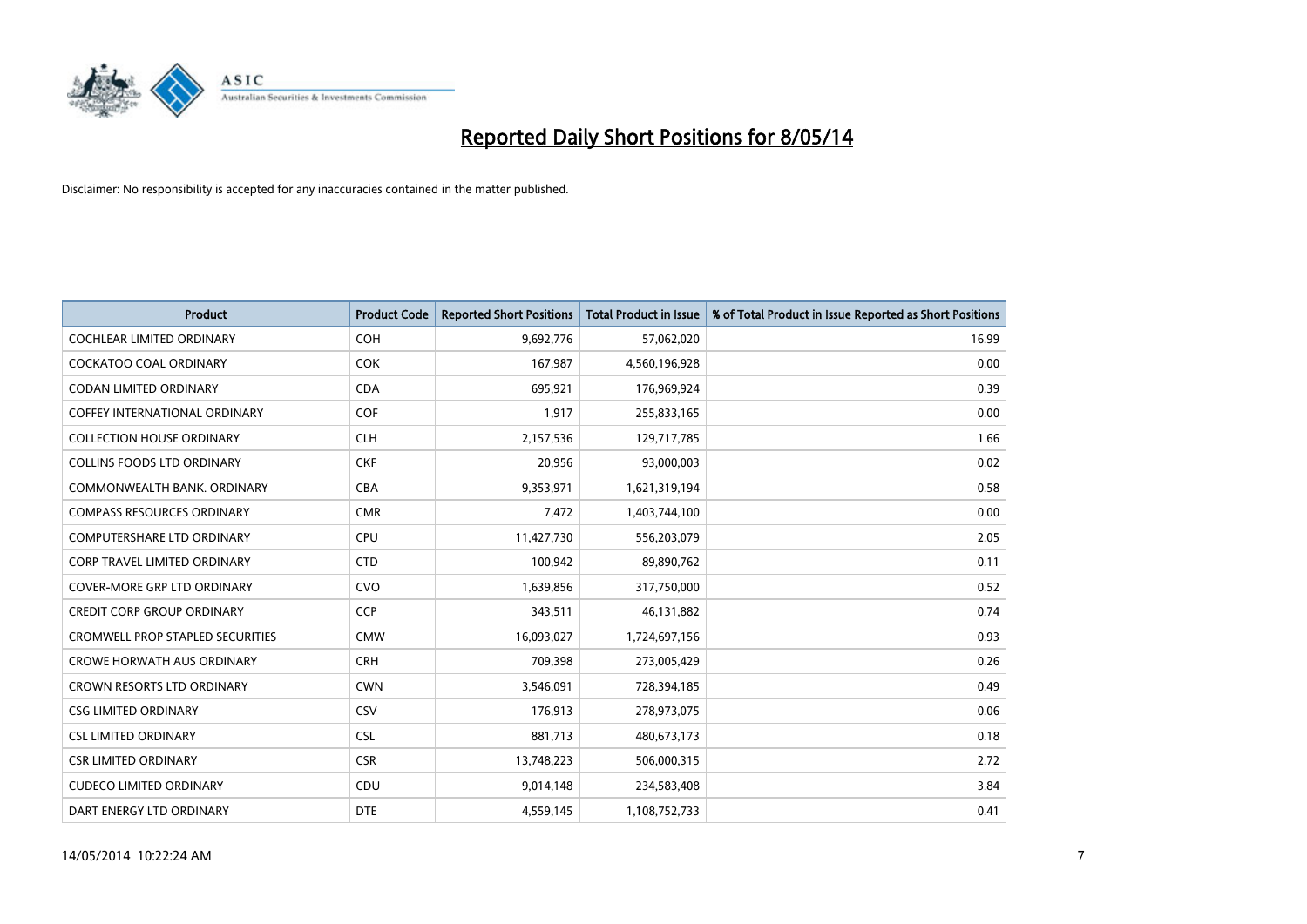# Reported Daily Short Positions for 8/05/14

Disclaimer: No responsibility is accepted for any inaccuracies contained in the matter published.

| Product | Product Code | Reported Short Positions | Total Product in Issue | % of Total Product in Issue Reported as Short Positions |
|---|---|---|---|---|
| COCHLEAR LIMITED ORDINARY | COH | 9,692,776 | 57,062,020 | 16.99 |
| COCKATOO COAL ORDINARY | COK | 167,987 | 4,560,196,928 | 0.00 |
| CODAN LIMITED ORDINARY | CDA | 695,921 | 176,969,924 | 0.39 |
| COFFEY INTERNATIONAL ORDINARY | COF | 1,917 | 255,833,165 | 0.00 |
| COLLECTION HOUSE ORDINARY | CLH | 2,157,536 | 129,717,785 | 1.66 |
| COLLINS FOODS LTD ORDINARY | CKF | 20,956 | 93,000,003 | 0.02 |
| COMMONWEALTH BANK. ORDINARY | CBA | 9,353,971 | 1,621,319,194 | 0.58 |
| COMPASS RESOURCES ORDINARY | CMR | 7,472 | 1,403,744,100 | 0.00 |
| COMPUTERSHARE LTD ORDINARY | CPU | 11,427,730 | 556,203,079 | 2.05 |
| CORP TRAVEL LIMITED ORDINARY | CTD | 100,942 | 89,890,762 | 0.11 |
| COVER-MORE GRP LTD ORDINARY | CVO | 1,639,856 | 317,750,000 | 0.52 |
| CREDIT CORP GROUP ORDINARY | CCP | 343,511 | 46,131,882 | 0.74 |
| CROMWELL PROP STAPLED SECURITIES | CMW | 16,093,027 | 1,724,697,156 | 0.93 |
| CROWE HORWATH AUS ORDINARY | CRH | 709,398 | 273,005,429 | 0.26 |
| CROWN RESORTS LTD ORDINARY | CWN | 3,546,091 | 728,394,185 | 0.49 |
| CSG LIMITED ORDINARY | CSV | 176,913 | 278,973,075 | 0.06 |
| CSL LIMITED ORDINARY | CSL | 881,713 | 480,673,173 | 0.18 |
| CSR LIMITED ORDINARY | CSR | 13,748,223 | 506,000,315 | 2.72 |
| CUDECO LIMITED ORDINARY | CDU | 9,014,148 | 234,583,408 | 3.84 |
| DART ENERGY LTD ORDINARY | DTE | 4,559,145 | 1,108,752,733 | 0.41 |

14/05/2014 10:22:24 AM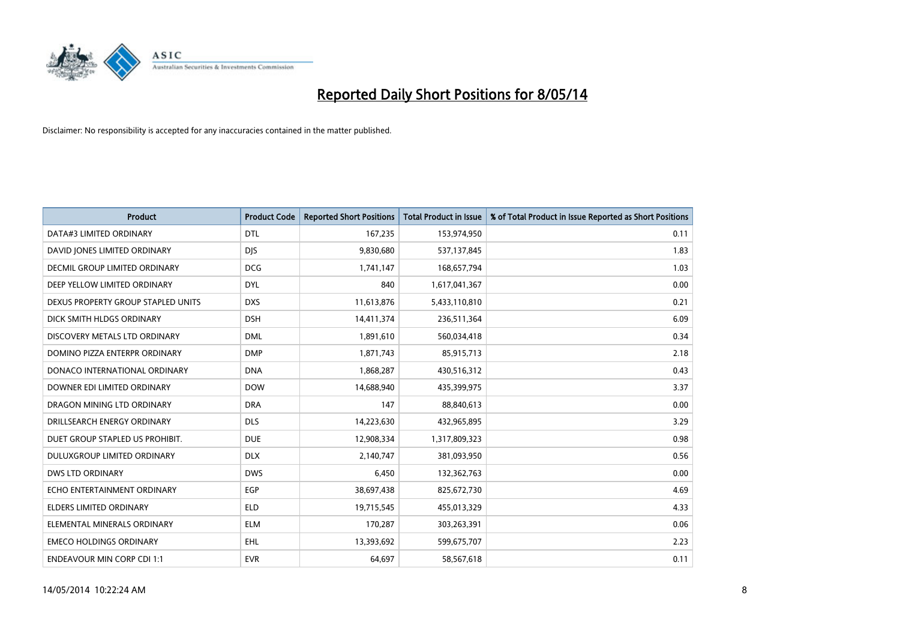# Reported Daily Short Positions for 8/05/14

Disclaimer: No responsibility is accepted for any inaccuracies contained in the matter published.

| Product | Product Code | Reported Short Positions | Total Product in Issue | % of Total Product in Issue Reported as Short Positions |
|---|---|---|---|---|
| DATA#3 LIMITED ORDINARY | DTL | 167,235 | 153,974,950 | 0.11 |
| DAVID JONES LIMITED ORDINARY | DJS | 9,830,680 | 537,137,845 | 1.83 |
| DECMIL GROUP LIMITED ORDINARY | DCG | 1,741,147 | 168,657,794 | 1.03 |
| DEEP YELLOW LIMITED ORDINARY | DYL | 840 | 1,617,041,367 | 0.00 |
| DEXUS PROPERTY GROUP STAPLED UNITS | DXS | 11,613,876 | 5,433,110,810 | 0.21 |
| DICK SMITH HLDGS ORDINARY | DSH | 14,411,374 | 236,511,364 | 6.09 |
| DISCOVERY METALS LTD ORDINARY | DML | 1,891,610 | 560,034,418 | 0.34 |
| DOMINO PIZZA ENTERPR ORDINARY | DMP | 1,871,743 | 85,915,713 | 2.18 |
| DONACO INTERNATIONAL ORDINARY | DNA | 1,868,287 | 430,516,312 | 0.43 |
| DOWNER EDI LIMITED ORDINARY | DOW | 14,688,940 | 435,399,975 | 3.37 |
| DRAGON MINING LTD ORDINARY | DRA | 147 | 88,840,613 | 0.00 |
| DRILLSEARCH ENERGY ORDINARY | DLS | 14,223,630 | 432,965,895 | 3.29 |
| DUET GROUP STAPLED US PROHIBIT. | DUE | 12,908,334 | 1,317,809,323 | 0.98 |
| DULUXGROUP LIMITED ORDINARY | DLX | 2,140,747 | 381,093,950 | 0.56 |
| DWS LTD ORDINARY | DWS | 6,450 | 132,362,763 | 0.00 |
| ECHO ENTERTAINMENT ORDINARY | EGP | 38,697,438 | 825,672,730 | 4.69 |
| ELDERS LIMITED ORDINARY | ELD | 19,715,545 | 455,013,329 | 4.33 |
| ELEMENTAL MINERALS ORDINARY | ELM | 170,287 | 303,263,391 | 0.06 |
| EMECO HOLDINGS ORDINARY | EHL | 13,393,692 | 599,675,707 | 2.23 |
| ENDEAVOUR MIN CORP CDI 1:1 | EVR | 64,697 | 58,567,618 | 0.11 |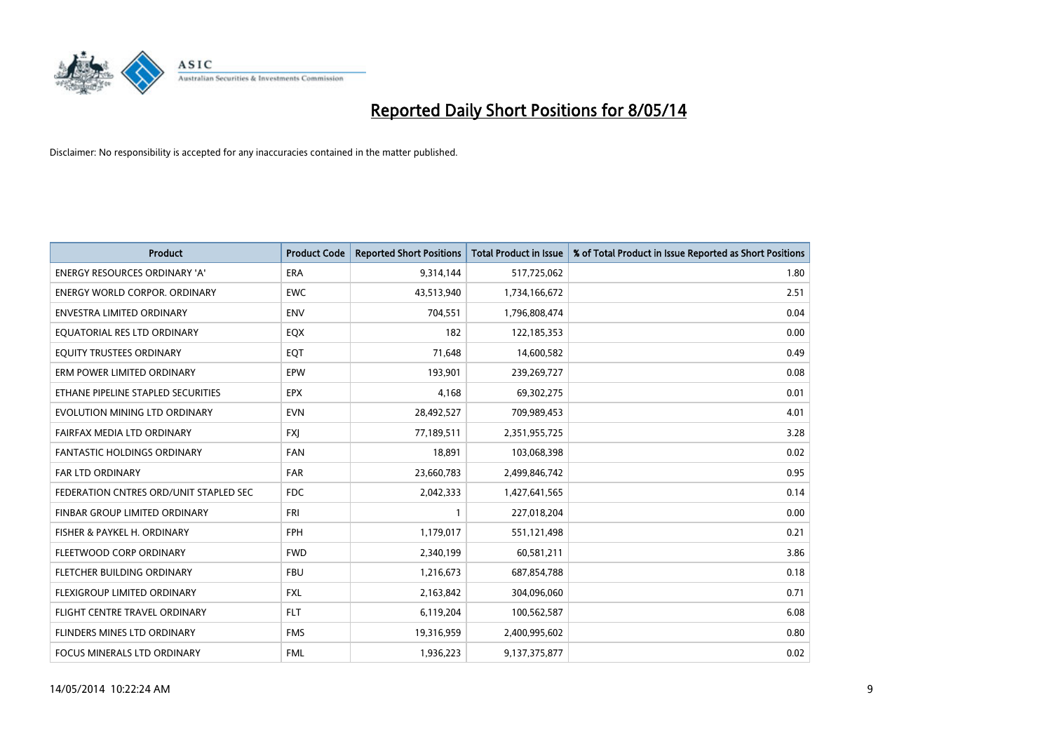# Reported Daily Short Positions for 8/05/14

Disclaimer: No responsibility is accepted for any inaccuracies contained in the matter published.

| Product | Product Code | Reported Short Positions | Total Product in Issue | % of Total Product in Issue Reported as Short Positions |
|---|---|---|---|---|
| ENERGY RESOURCES ORDINARY 'A' | ERA | 9,314,144 | 517,725,062 | 1.80 |
| ENERGY WORLD CORPOR. ORDINARY | EWC | 43,513,940 | 1,734,166,672 | 2.51 |
| ENVESTRA LIMITED ORDINARY | ENV | 704,551 | 1,796,808,474 | 0.04 |
| EQUATORIAL RES LTD ORDINARY | EQX | 182 | 122,185,353 | 0.00 |
| EQUITY TRUSTEES ORDINARY | EQT | 71,648 | 14,600,582 | 0.49 |
| ERM POWER LIMITED ORDINARY | EPW | 193,901 | 239,269,727 | 0.08 |
| ETHANE PIPELINE STAPLED SECURITIES | EPX | 4,168 | 69,302,275 | 0.01 |
| EVOLUTION MINING LTD ORDINARY | EVN | 28,492,527 | 709,989,453 | 4.01 |
| FAIRFAX MEDIA LTD ORDINARY | FXJ | 77,189,511 | 2,351,955,725 | 3.28 |
| FANTASTIC HOLDINGS ORDINARY | FAN | 18,891 | 103,068,398 | 0.02 |
| FAR LTD ORDINARY | FAR | 23,660,783 | 2,499,846,742 | 0.95 |
| FEDERATION CNTRES ORD/UNIT STAPLED SEC | FDC | 2,042,333 | 1,427,641,565 | 0.14 |
| FINBAR GROUP LIMITED ORDINARY | FRI | 1 | 227,018,204 | 0.00 |
| FISHER & PAYKEL H. ORDINARY | FPH | 1,179,017 | 551,121,498 | 0.21 |
| FLEETWOOD CORP ORDINARY | FWD | 2,340,199 | 60,581,211 | 3.86 |
| FLETCHER BUILDING ORDINARY | FBU | 1,216,673 | 687,854,788 | 0.18 |
| FLEXIGROUP LIMITED ORDINARY | FXL | 2,163,842 | 304,096,060 | 0.71 |
| FLIGHT CENTRE TRAVEL ORDINARY | FLT | 6,119,204 | 100,562,587 | 6.08 |
| FLINDERS MINES LTD ORDINARY | FMS | 19,316,959 | 2,400,995,602 | 0.80 |
| FOCUS MINERALS LTD ORDINARY | FML | 1,936,223 | 9,137,375,877 | 0.02 |

14/05/2014 10:22:24 AM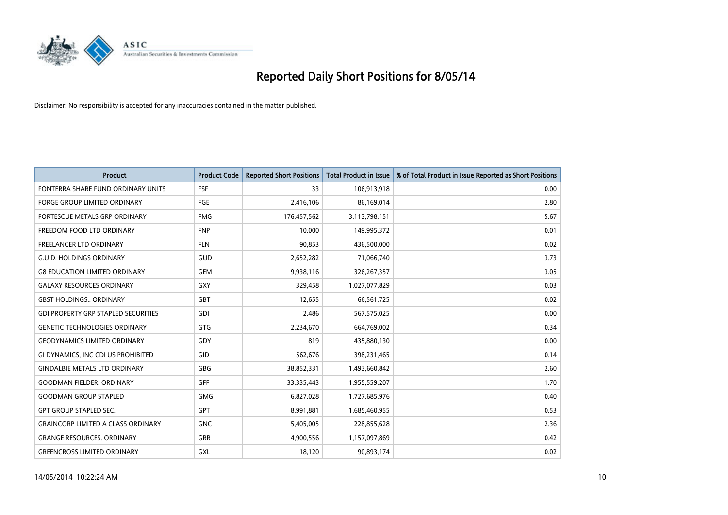# Reported Daily Short Positions for 8/05/14

Disclaimer: No responsibility is accepted for any inaccuracies contained in the matter published.

| Product | Product Code | Reported Short Positions | Total Product in Issue | % of Total Product in Issue Reported as Short Positions |
|---|---|---|---|---|
| FONTERRA SHARE FUND ORDINARY UNITS | FSF | 33 | 106,913,918 | 0.00 |
| FORGE GROUP LIMITED ORDINARY | FGE | 2,416,106 | 86,169,014 | 2.80 |
| FORTESCUE METALS GRP ORDINARY | FMG | 176,457,562 | 3,113,798,151 | 5.67 |
| FREEDOM FOOD LTD ORDINARY | FNP | 10,000 | 149,995,372 | 0.01 |
| FREELANCER LTD ORDINARY | FLN | 90,853 | 436,500,000 | 0.02 |
| G.U.D. HOLDINGS ORDINARY | GUD | 2,652,282 | 71,066,740 | 3.73 |
| G8 EDUCATION LIMITED ORDINARY | GEM | 9,938,116 | 326,267,357 | 3.05 |
| GALAXY RESOURCES ORDINARY | GXY | 329,458 | 1,027,077,829 | 0.03 |
| GBST HOLDINGS.. ORDINARY | GBT | 12,655 | 66,561,725 | 0.02 |
| GDI PROPERTY GRP STAPLED SECURITIES | GDI | 2,486 | 567,575,025 | 0.00 |
| GENETIC TECHNOLOGIES ORDINARY | GTG | 2,234,670 | 664,769,002 | 0.34 |
| GEODYNAMICS LIMITED ORDINARY | GDY | 819 | 435,880,130 | 0.00 |
| GI DYNAMICS, INC CDI US PROHIBITED | GID | 562,676 | 398,231,465 | 0.14 |
| GINDALBIE METALS LTD ORDINARY | GBG | 38,852,331 | 1,493,660,842 | 2.60 |
| GOODMAN FIELDER. ORDINARY | GFF | 33,335,443 | 1,955,559,207 | 1.70 |
| GOODMAN GROUP STAPLED | GMG | 6,827,028 | 1,727,685,976 | 0.40 |
| GPT GROUP STAPLED SEC. | GPT | 8,991,881 | 1,685,460,955 | 0.53 |
| GRAINCORP LIMITED A CLASS ORDINARY | GNC | 5,405,005 | 228,855,628 | 2.36 |
| GRANGE RESOURCES. ORDINARY | GRR | 4,900,556 | 1,157,097,869 | 0.42 |
| GREENCROSS LIMITED ORDINARY | GXL | 18,120 | 90,893,174 | 0.02 |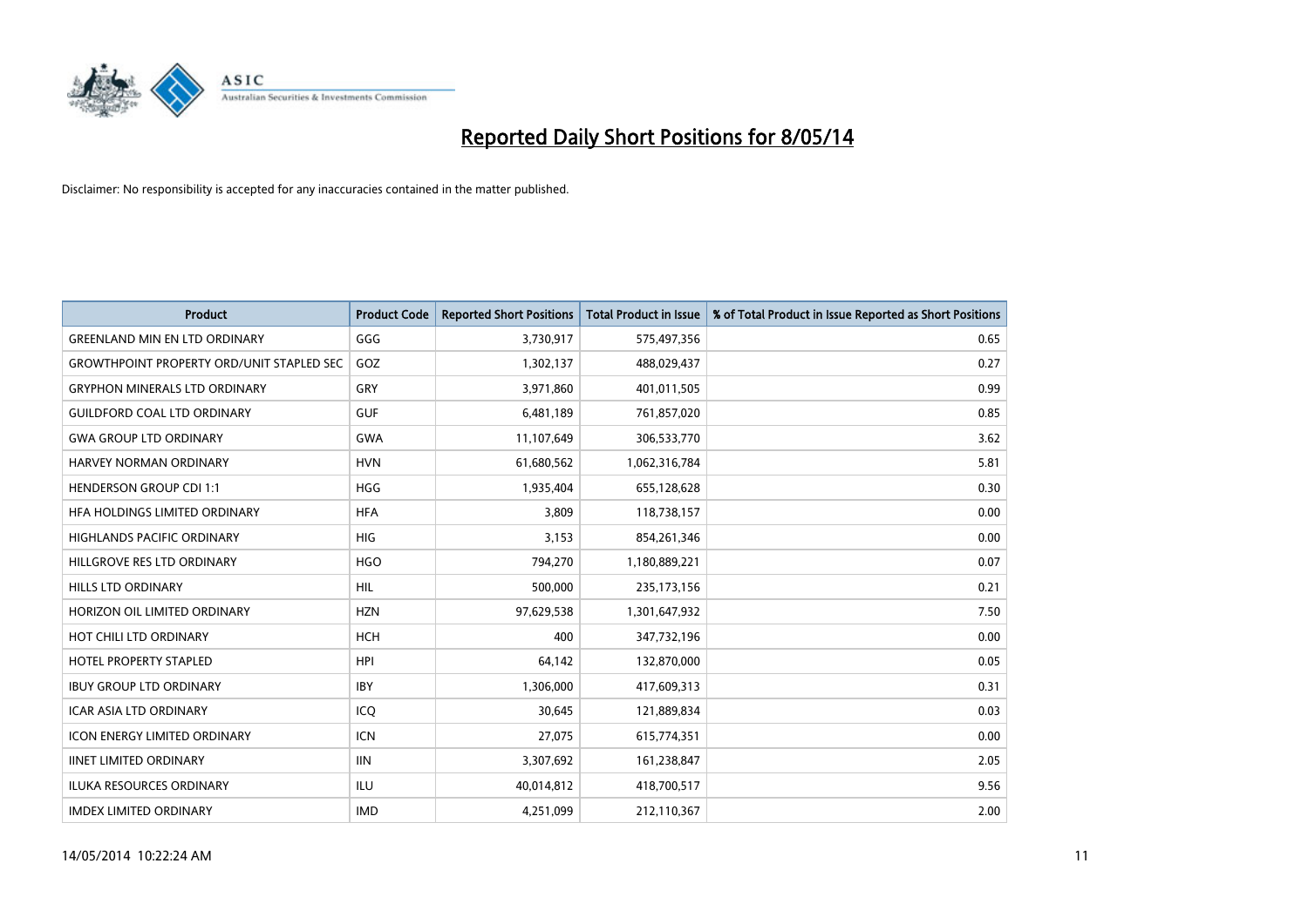# Reported Daily Short Positions for 8/05/14

Disclaimer: No responsibility is accepted for any inaccuracies contained in the matter published.

| Product | Product Code | Reported Short Positions | Total Product in Issue | % of Total Product in Issue Reported as Short Positions |
|---|---|---|---|---|
| GREENLAND MIN EN LTD ORDINARY | GGG | 3,730,917 | 575,497,356 | 0.65 |
| GROWTHPOINT PROPERTY ORD/UNIT STAPLED SEC | GOZ | 1,302,137 | 488,029,437 | 0.27 |
| GRYPHON MINERALS LTD ORDINARY | GRY | 3,971,860 | 401,011,505 | 0.99 |
| GUILDFORD COAL LTD ORDINARY | GUF | 6,481,189 | 761,857,020 | 0.85 |
| GWA GROUP LTD ORDINARY | GWA | 11,107,649 | 306,533,770 | 3.62 |
| HARVEY NORMAN ORDINARY | HVN | 61,680,562 | 1,062,316,784 | 5.81 |
| HENDERSON GROUP CDI 1:1 | HGG | 1,935,404 | 655,128,628 | 0.30 |
| HFA HOLDINGS LIMITED ORDINARY | HFA | 3,809 | 118,738,157 | 0.00 |
| HIGHLANDS PACIFIC ORDINARY | HIG | 3,153 | 854,261,346 | 0.00 |
| HILLGROVE RES LTD ORDINARY | HGO | 794,270 | 1,180,889,221 | 0.07 |
| HILLS LTD ORDINARY | HIL | 500,000 | 235,173,156 | 0.21 |
| HORIZON OIL LIMITED ORDINARY | HZN | 97,629,538 | 1,301,647,932 | 7.50 |
| HOT CHILI LTD ORDINARY | HCH | 400 | 347,732,196 | 0.00 |
| HOTEL PROPERTY STAPLED | HPI | 64,142 | 132,870,000 | 0.05 |
| IBUY GROUP LTD ORDINARY | IBY | 1,306,000 | 417,609,313 | 0.31 |
| ICAR ASIA LTD ORDINARY | ICQ | 30,645 | 121,889,834 | 0.03 |
| ICON ENERGY LIMITED ORDINARY | ICN | 27,075 | 615,774,351 | 0.00 |
| IINET LIMITED ORDINARY | IIN | 3,307,692 | 161,238,847 | 2.05 |
| ILUKA RESOURCES ORDINARY | ILU | 40,014,812 | 418,700,517 | 9.56 |
| IMDEX LIMITED ORDINARY | IMD | 4,251,099 | 212,110,367 | 2.00 |

14/05/2014 10:22:24 AM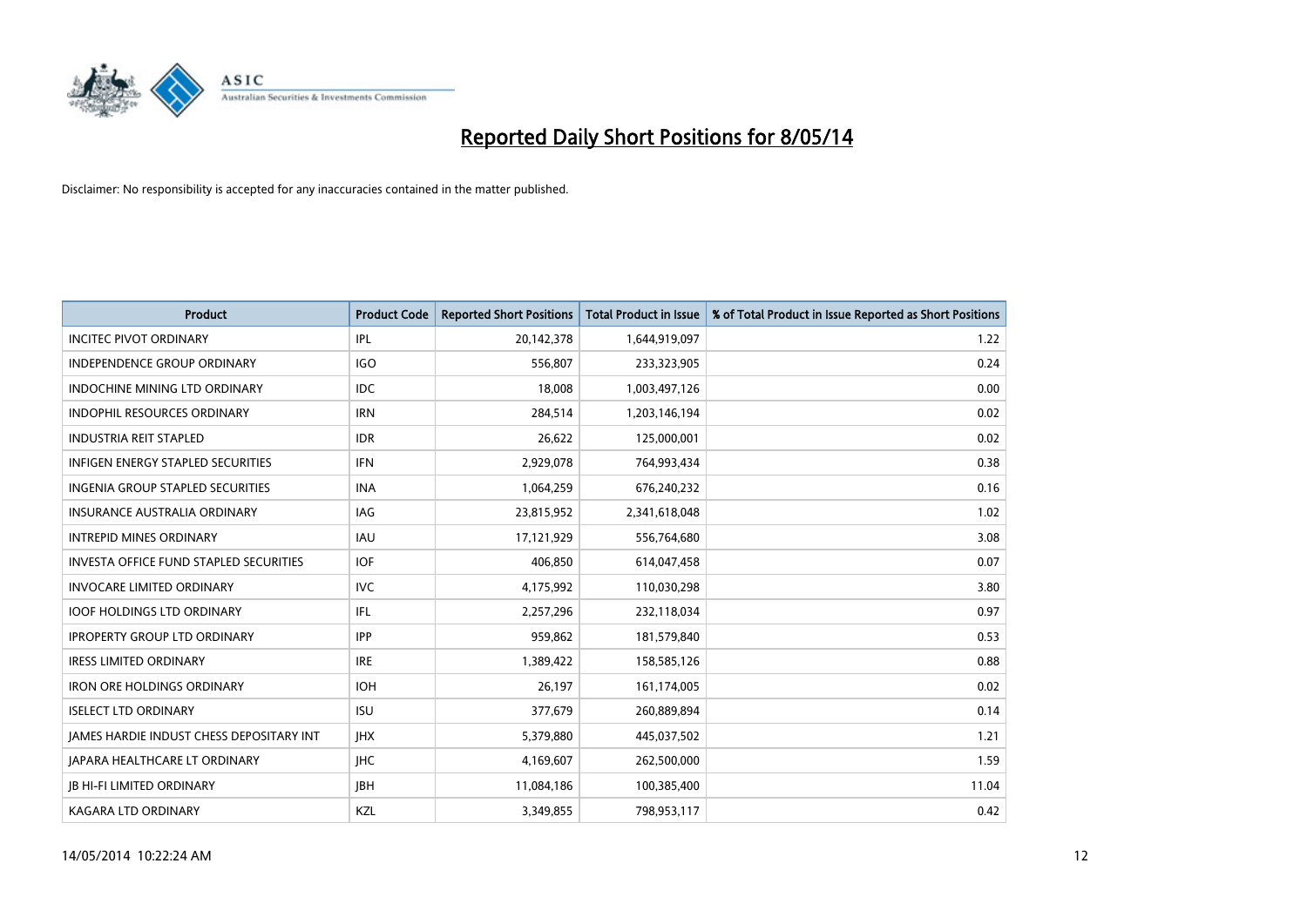# Reported Daily Short Positions for 8/05/14

Disclaimer: No responsibility is accepted for any inaccuracies contained in the matter published.

| Product | Product Code | Reported Short Positions | Total Product in Issue | % of Total Product in Issue Reported as Short Positions |
|---|---|---|---|---|
| INCITEC PIVOT ORDINARY | IPL | 20,142,378 | 1,644,919,097 | 1.22 |
| INDEPENDENCE GROUP ORDINARY | IGO | 556,807 | 233,323,905 | 0.24 |
| INDOCHINE MINING LTD ORDINARY | IDC | 18,008 | 1,003,497,126 | 0.00 |
| INDOPHIL RESOURCES ORDINARY | IRN | 284,514 | 1,203,146,194 | 0.02 |
| INDUSTRIA REIT STAPLED | IDR | 26,622 | 125,000,001 | 0.02 |
| INFIGEN ENERGY STAPLED SECURITIES | IFN | 2,929,078 | 764,993,434 | 0.38 |
| INGENIA GROUP STAPLED SECURITIES | INA | 1,064,259 | 676,240,232 | 0.16 |
| INSURANCE AUSTRALIA ORDINARY | IAG | 23,815,952 | 2,341,618,048 | 1.02 |
| INTREPID MINES ORDINARY | IAU | 17,121,929 | 556,764,680 | 3.08 |
| INVESTA OFFICE FUND STAPLED SECURITIES | IOF | 406,850 | 614,047,458 | 0.07 |
| INVOCARE LIMITED ORDINARY | IVC | 4,175,992 | 110,030,298 | 3.80 |
| IOOF HOLDINGS LTD ORDINARY | IFL | 2,257,296 | 232,118,034 | 0.97 |
| IPROPERTY GROUP LTD ORDINARY | IPP | 959,862 | 181,579,840 | 0.53 |
| IRESS LIMITED ORDINARY | IRE | 1,389,422 | 158,585,126 | 0.88 |
| IRON ORE HOLDINGS ORDINARY | IOH | 26,197 | 161,174,005 | 0.02 |
| ISELECT LTD ORDINARY | ISU | 377,679 | 260,889,894 | 0.14 |
| JAMES HARDIE INDUST CHESS DEPOSITARY INT | JHX | 5,379,880 | 445,037,502 | 1.21 |
| JAPARA HEALTHCARE LT ORDINARY | JHC | 4,169,607 | 262,500,000 | 1.59 |
| JB HI-FI LIMITED ORDINARY | JBH | 11,084,186 | 100,385,400 | 11.04 |
| KAGARA LTD ORDINARY | KZL | 3,349,855 | 798,953,117 | 0.42 |

14/05/2014 10:22:24 AM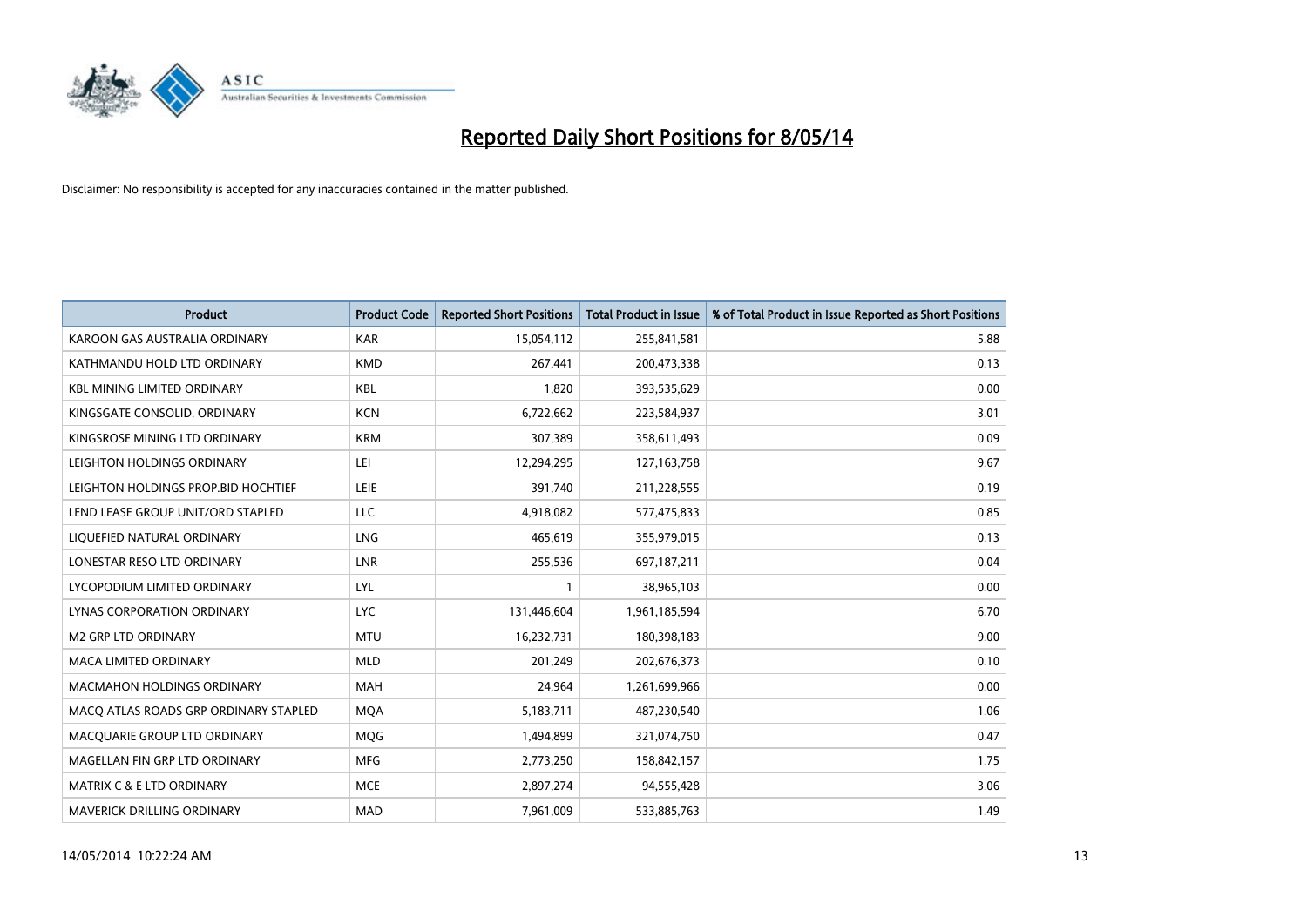# Reported Daily Short Positions for 8/05/14

Disclaimer: No responsibility is accepted for any inaccuracies contained in the matter published.

| Product | Product Code | Reported Short Positions | Total Product in Issue | % of Total Product in Issue Reported as Short Positions |
|---|---|---|---|---|
| KAROON GAS AUSTRALIA ORDINARY | KAR | 15,054,112 | 255,841,581 | 5.88 |
| KATHMANDU HOLD LTD ORDINARY | KMD | 267,441 | 200,473,338 | 0.13 |
| KBL MINING LIMITED ORDINARY | KBL | 1,820 | 393,535,629 | 0.00 |
| KINGSGATE CONSOLID. ORDINARY | KCN | 6,722,662 | 223,584,937 | 3.01 |
| KINGSROSE MINING LTD ORDINARY | KRM | 307,389 | 358,611,493 | 0.09 |
| LEIGHTON HOLDINGS ORDINARY | LEI | 12,294,295 | 127,163,758 | 9.67 |
| LEIGHTON HOLDINGS PROP.BID HOCHTIEF | LEIE | 391,740 | 211,228,555 | 0.19 |
| LEND LEASE GROUP UNIT/ORD STAPLED | LLC | 4,918,082 | 577,475,833 | 0.85 |
| LIQUEFIED NATURAL ORDINARY | LNG | 465,619 | 355,979,015 | 0.13 |
| LONESTAR RESO LTD ORDINARY | LNR | 255,536 | 697,187,211 | 0.04 |
| LYCOPODIUM LIMITED ORDINARY | LYL | 1 | 38,965,103 | 0.00 |
| LYNAS CORPORATION ORDINARY | LYC | 131,446,604 | 1,961,185,594 | 6.70 |
| M2 GRP LTD ORDINARY | MTU | 16,232,731 | 180,398,183 | 9.00 |
| MACA LIMITED ORDINARY | MLD | 201,249 | 202,676,373 | 0.10 |
| MACMAHON HOLDINGS ORDINARY | MAH | 24,964 | 1,261,699,966 | 0.00 |
| MACQ ATLAS ROADS GRP ORDINARY STAPLED | MQA | 5,183,711 | 487,230,540 | 1.06 |
| MACQUARIE GROUP LTD ORDINARY | MQG | 1,494,899 | 321,074,750 | 0.47 |
| MAGELLAN FIN GRP LTD ORDINARY | MFG | 2,773,250 | 158,842,157 | 1.75 |
| MATRIX C & E LTD ORDINARY | MCE | 2,897,274 | 94,555,428 | 3.06 |
| MAVERICK DRILLING ORDINARY | MAD | 7,961,009 | 533,885,763 | 1.49 |

14/05/2014 10:22:24 AM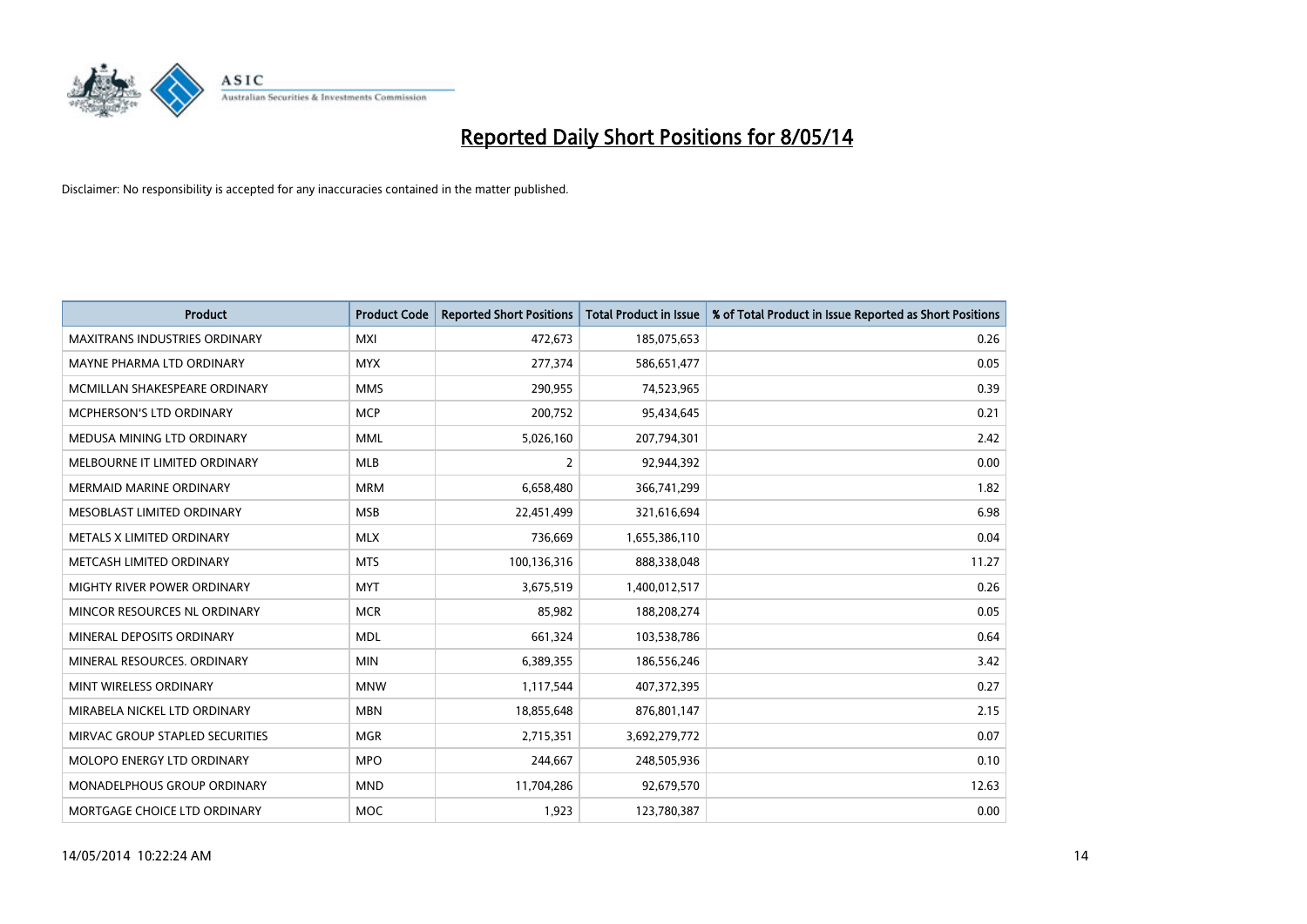# Reported Daily Short Positions for 8/05/14

Disclaimer: No responsibility is accepted for any inaccuracies contained in the matter published.

| Product | Product Code | Reported Short Positions | Total Product in Issue | % of Total Product in Issue Reported as Short Positions |
|---|---|---|---|---|
| MAXITRANS INDUSTRIES ORDINARY | MXI | 472,673 | 185,075,653 | 0.26 |
| MAYNE PHARMA LTD ORDINARY | MYX | 277,374 | 586,651,477 | 0.05 |
| MCMILLAN SHAKESPEARE ORDINARY | MMS | 290,955 | 74,523,965 | 0.39 |
| MCPHERSON'S LTD ORDINARY | MCP | 200,752 | 95,434,645 | 0.21 |
| MEDUSA MINING LTD ORDINARY | MML | 5,026,160 | 207,794,301 | 2.42 |
| MELBOURNE IT LIMITED ORDINARY | MLB | 2 | 92,944,392 | 0.00 |
| MERMAID MARINE ORDINARY | MRM | 6,658,480 | 366,741,299 | 1.82 |
| MESOBLAST LIMITED ORDINARY | MSB | 22,451,499 | 321,616,694 | 6.98 |
| METALS X LIMITED ORDINARY | MLX | 736,669 | 1,655,386,110 | 0.04 |
| METCASH LIMITED ORDINARY | MTS | 100,136,316 | 888,338,048 | 11.27 |
| MIGHTY RIVER POWER ORDINARY | MYT | 3,675,519 | 1,400,012,517 | 0.26 |
| MINCOR RESOURCES NL ORDINARY | MCR | 85,982 | 188,208,274 | 0.05 |
| MINERAL DEPOSITS ORDINARY | MDL | 661,324 | 103,538,786 | 0.64 |
| MINERAL RESOURCES. ORDINARY | MIN | 6,389,355 | 186,556,246 | 3.42 |
| MINT WIRELESS ORDINARY | MNW | 1,117,544 | 407,372,395 | 0.27 |
| MIRABELA NICKEL LTD ORDINARY | MBN | 18,855,648 | 876,801,147 | 2.15 |
| MIRVAC GROUP STAPLED SECURITIES | MGR | 2,715,351 | 3,692,279,772 | 0.07 |
| MOLOPO ENERGY LTD ORDINARY | MPO | 244,667 | 248,505,936 | 0.10 |
| MONADELPHOUS GROUP ORDINARY | MND | 11,704,286 | 92,679,570 | 12.63 |
| MORTGAGE CHOICE LTD ORDINARY | MOC | 1,923 | 123,780,387 | 0.00 |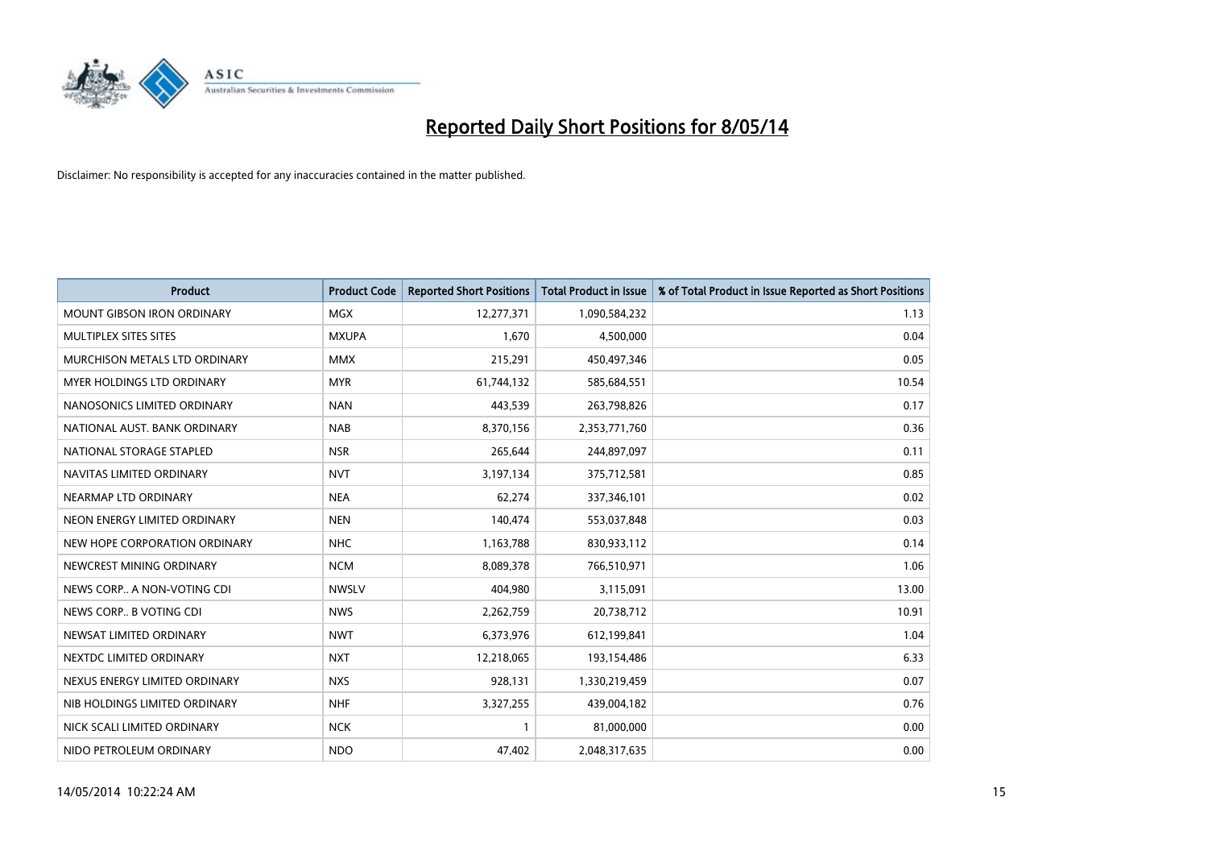# Reported Daily Short Positions for 8/05/14

Disclaimer: No responsibility is accepted for any inaccuracies contained in the matter published.

| Product | Product Code | Reported Short Positions | Total Product in Issue | % of Total Product in Issue Reported as Short Positions |
|---|---|---|---|---|
| MOUNT GIBSON IRON ORDINARY | MGX | 12,277,371 | 1,090,584,232 | 1.13 |
| MULTIPLEX SITES SITES | MXUPA | 1,670 | 4,500,000 | 0.04 |
| MURCHISON METALS LTD ORDINARY | MMX | 215,291 | 450,497,346 | 0.05 |
| MYER HOLDINGS LTD ORDINARY | MYR | 61,744,132 | 585,684,551 | 10.54 |
| NANOSONICS LIMITED ORDINARY | NAN | 443,539 | 263,798,826 | 0.17 |
| NATIONAL AUST. BANK ORDINARY | NAB | 8,370,156 | 2,353,771,760 | 0.36 |
| NATIONAL STORAGE STAPLED | NSR | 265,644 | 244,897,097 | 0.11 |
| NAVITAS LIMITED ORDINARY | NVT | 3,197,134 | 375,712,581 | 0.85 |
| NEARMAP LTD ORDINARY | NEA | 62,274 | 337,346,101 | 0.02 |
| NEON ENERGY LIMITED ORDINARY | NEN | 140,474 | 553,037,848 | 0.03 |
| NEW HOPE CORPORATION ORDINARY | NHC | 1,163,788 | 830,933,112 | 0.14 |
| NEWCREST MINING ORDINARY | NCM | 8,089,378 | 766,510,971 | 1.06 |
| NEWS CORP.. A NON-VOTING CDI | NWSLV | 404,980 | 3,115,091 | 13.00 |
| NEWS CORP.. B VOTING CDI | NWS | 2,262,759 | 20,738,712 | 10.91 |
| NEWSAT LIMITED ORDINARY | NWT | 6,373,976 | 612,199,841 | 1.04 |
| NEXTDC LIMITED ORDINARY | NXT | 12,218,065 | 193,154,486 | 6.33 |
| NEXUS ENERGY LIMITED ORDINARY | NXS | 928,131 | 1,330,219,459 | 0.07 |
| NIB HOLDINGS LIMITED ORDINARY | NHF | 3,327,255 | 439,004,182 | 0.76 |
| NICK SCALI LIMITED ORDINARY | NCK | 1 | 81,000,000 | 0.00 |
| NIDO PETROLEUM ORDINARY | NDO | 47,402 | 2,048,317,635 | 0.00 |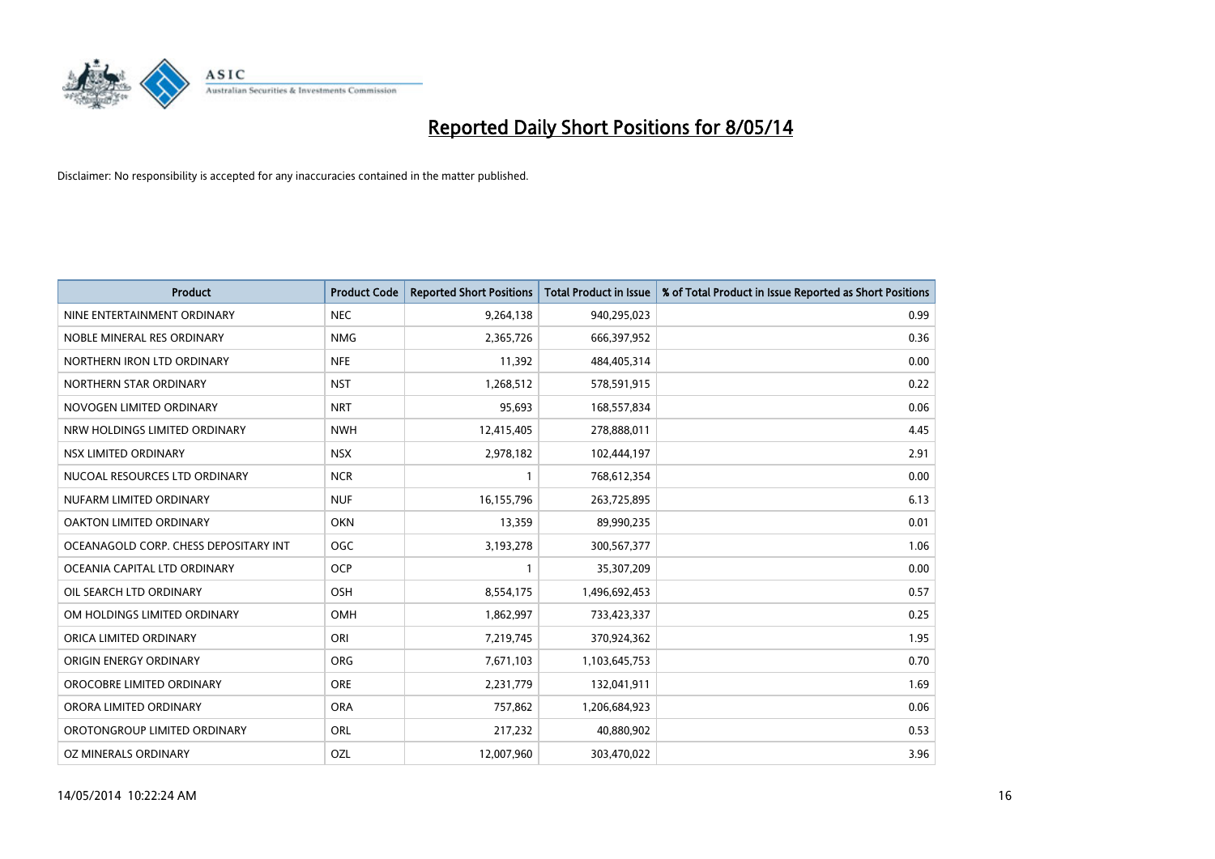# Reported Daily Short Positions for 8/05/14

Disclaimer: No responsibility is accepted for any inaccuracies contained in the matter published.

| Product | Product Code | Reported Short Positions | Total Product in Issue | % of Total Product in Issue Reported as Short Positions |
|---|---|---|---|---|
| NINE ENTERTAINMENT ORDINARY | NEC | 9,264,138 | 940,295,023 | 0.99 |
| NOBLE MINERAL RES ORDINARY | NMG | 2,365,726 | 666,397,952 | 0.36 |
| NORTHERN IRON LTD ORDINARY | NFE | 11,392 | 484,405,314 | 0.00 |
| NORTHERN STAR ORDINARY | NST | 1,268,512 | 578,591,915 | 0.22 |
| NOVOGEN LIMITED ORDINARY | NRT | 95,693 | 168,557,834 | 0.06 |
| NRW HOLDINGS LIMITED ORDINARY | NWH | 12,415,405 | 278,888,011 | 4.45 |
| NSX LIMITED ORDINARY | NSX | 2,978,182 | 102,444,197 | 2.91 |
| NUCOAL RESOURCES LTD ORDINARY | NCR | 1 | 768,612,354 | 0.00 |
| NUFARM LIMITED ORDINARY | NUF | 16,155,796 | 263,725,895 | 6.13 |
| OAKTON LIMITED ORDINARY | OKN | 13,359 | 89,990,235 | 0.01 |
| OCEANAGOLD CORP. CHESS DEPOSITARY INT | OGC | 3,193,278 | 300,567,377 | 1.06 |
| OCEANIA CAPITAL LTD ORDINARY | OCP | 1 | 35,307,209 | 0.00 |
| OIL SEARCH LTD ORDINARY | OSH | 8,554,175 | 1,496,692,453 | 0.57 |
| OM HOLDINGS LIMITED ORDINARY | OMH | 1,862,997 | 733,423,337 | 0.25 |
| ORICA LIMITED ORDINARY | ORI | 7,219,745 | 370,924,362 | 1.95 |
| ORIGIN ENERGY ORDINARY | ORG | 7,671,103 | 1,103,645,753 | 0.70 |
| OROCOBRE LIMITED ORDINARY | ORE | 2,231,779 | 132,041,911 | 1.69 |
| ORORA LIMITED ORDINARY | ORA | 757,862 | 1,206,684,923 | 0.06 |
| OROTONGROUP LIMITED ORDINARY | ORL | 217,232 | 40,880,902 | 0.53 |
| OZ MINERALS ORDINARY | OZL | 12,007,960 | 303,470,022 | 3.96 |

14/05/2014 10:22:24 AM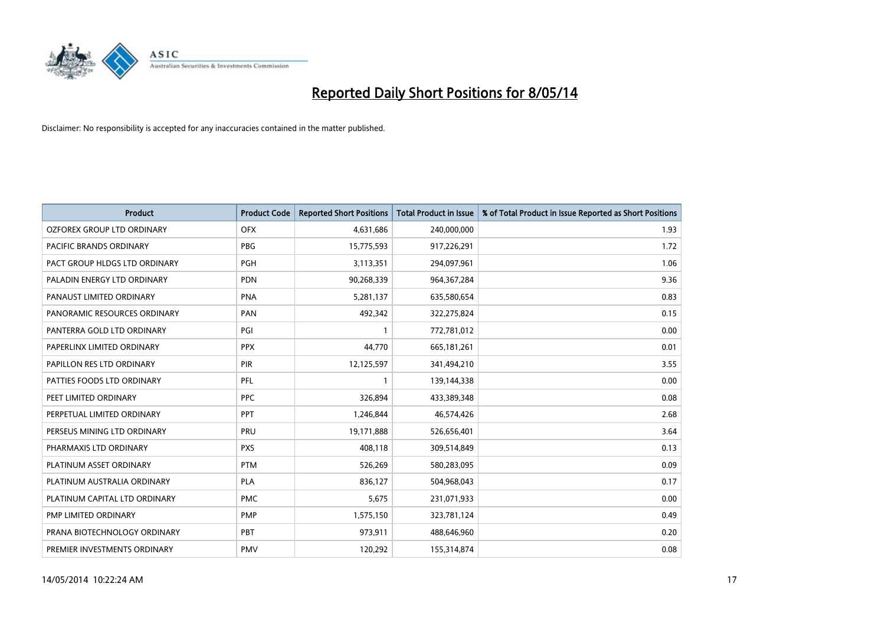# Reported Daily Short Positions for 8/05/14

Disclaimer: No responsibility is accepted for any inaccuracies contained in the matter published.

| Product | Product Code | Reported Short Positions | Total Product in Issue | % of Total Product in Issue Reported as Short Positions |
|---|---|---|---|---|
| OZFOREX GROUP LTD ORDINARY | OFX | 4,631,686 | 240,000,000 | 1.93 |
| PACIFIC BRANDS ORDINARY | PBG | 15,775,593 | 917,226,291 | 1.72 |
| PACT GROUP HLDGS LTD ORDINARY | PGH | 3,113,351 | 294,097,961 | 1.06 |
| PALADIN ENERGY LTD ORDINARY | PDN | 90,268,339 | 964,367,284 | 9.36 |
| PANAUST LIMITED ORDINARY | PNA | 5,281,137 | 635,580,654 | 0.83 |
| PANORAMIC RESOURCES ORDINARY | PAN | 492,342 | 322,275,824 | 0.15 |
| PANTERRA GOLD LTD ORDINARY | PGI | 1 | 772,781,012 | 0.00 |
| PAPERLINX LIMITED ORDINARY | PPX | 44,770 | 665,181,261 | 0.01 |
| PAPILLON RES LTD ORDINARY | PIR | 12,125,597 | 341,494,210 | 3.55 |
| PATTIES FOODS LTD ORDINARY | PFL | 1 | 139,144,338 | 0.00 |
| PEET LIMITED ORDINARY | PPC | 326,894 | 433,389,348 | 0.08 |
| PERPETUAL LIMITED ORDINARY | PPT | 1,246,844 | 46,574,426 | 2.68 |
| PERSEUS MINING LTD ORDINARY | PRU | 19,171,888 | 526,656,401 | 3.64 |
| PHARMAXIS LTD ORDINARY | PXS | 408,118 | 309,514,849 | 0.13 |
| PLATINUM ASSET ORDINARY | PTM | 526,269 | 580,283,095 | 0.09 |
| PLATINUM AUSTRALIA ORDINARY | PLA | 836,127 | 504,968,043 | 0.17 |
| PLATINUM CAPITAL LTD ORDINARY | PMC | 5,675 | 231,071,933 | 0.00 |
| PMP LIMITED ORDINARY | PMP | 1,575,150 | 323,781,124 | 0.49 |
| PRANA BIOTECHNOLOGY ORDINARY | PBT | 973,911 | 488,646,960 | 0.20 |
| PREMIER INVESTMENTS ORDINARY | PMV | 120,292 | 155,314,874 | 0.08 |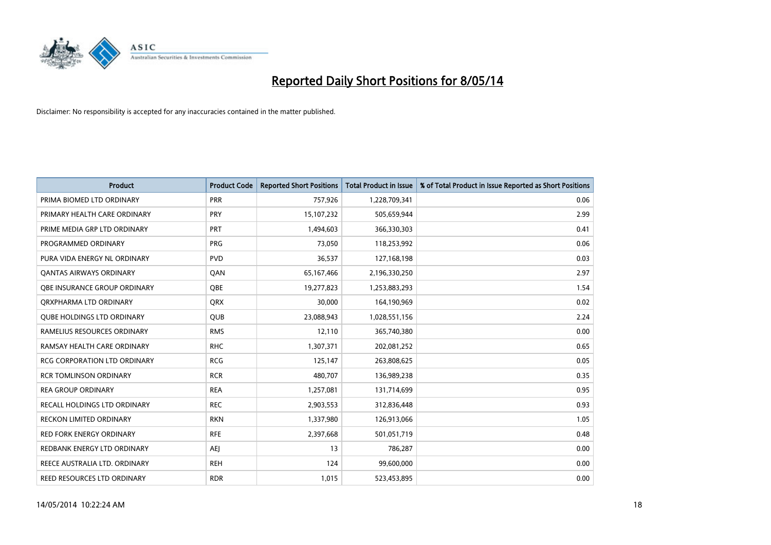# Reported Daily Short Positions for 8/05/14

Disclaimer: No responsibility is accepted for any inaccuracies contained in the matter published.

| Product | Product Code | Reported Short Positions | Total Product in Issue | % of Total Product in Issue Reported as Short Positions |
|---|---|---|---|---|
| PRIMA BIOMED LTD ORDINARY | PRR | 757,926 | 1,228,709,341 | 0.06 |
| PRIMARY HEALTH CARE ORDINARY | PRY | 15,107,232 | 505,659,944 | 2.99 |
| PRIME MEDIA GRP LTD ORDINARY | PRT | 1,494,603 | 366,330,303 | 0.41 |
| PROGRAMMED ORDINARY | PRG | 73,050 | 118,253,992 | 0.06 |
| PURA VIDA ENERGY NL ORDINARY | PVD | 36,537 | 127,168,198 | 0.03 |
| QANTAS AIRWAYS ORDINARY | QAN | 65,167,466 | 2,196,330,250 | 2.97 |
| QBE INSURANCE GROUP ORDINARY | QBE | 19,277,823 | 1,253,883,293 | 1.54 |
| QRXPHARMA LTD ORDINARY | QRX | 30,000 | 164,190,969 | 0.02 |
| QUBE HOLDINGS LTD ORDINARY | QUB | 23,088,943 | 1,028,551,156 | 2.24 |
| RAMELIUS RESOURCES ORDINARY | RMS | 12,110 | 365,740,380 | 0.00 |
| RAMSAY HEALTH CARE ORDINARY | RHC | 1,307,371 | 202,081,252 | 0.65 |
| RCG CORPORATION LTD ORDINARY | RCG | 125,147 | 263,808,625 | 0.05 |
| RCR TOMLINSON ORDINARY | RCR | 480,707 | 136,989,238 | 0.35 |
| REA GROUP ORDINARY | REA | 1,257,081 | 131,714,699 | 0.95 |
| RECALL HOLDINGS LTD ORDINARY | REC | 2,903,553 | 312,836,448 | 0.93 |
| RECKON LIMITED ORDINARY | RKN | 1,337,980 | 126,913,066 | 1.05 |
| RED FORK ENERGY ORDINARY | RFE | 2,397,668 | 501,051,719 | 0.48 |
| REDBANK ENERGY LTD ORDINARY | AEJ | 13 | 786,287 | 0.00 |
| REECE AUSTRALIA LTD. ORDINARY | REH | 124 | 99,600,000 | 0.00 |
| REED RESOURCES LTD ORDINARY | RDR | 1,015 | 523,453,895 | 0.00 |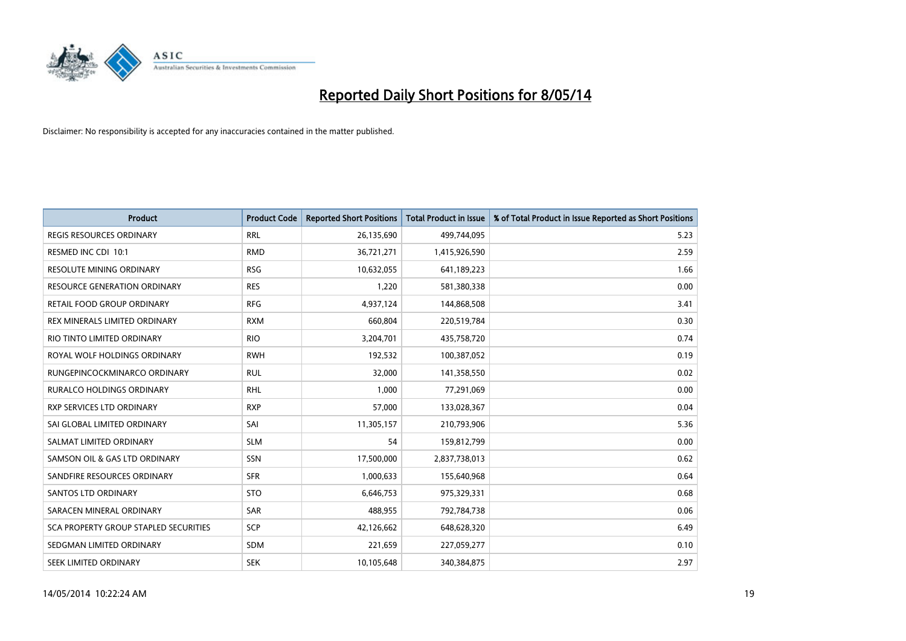# Reported Daily Short Positions for 8/05/14

Disclaimer: No responsibility is accepted for any inaccuracies contained in the matter published.

| Product | Product Code | Reported Short Positions | Total Product in Issue | % of Total Product in Issue Reported as Short Positions |
| --- | --- | --- | --- | --- |
| REGIS RESOURCES ORDINARY | RRL | 26,135,690 | 499,744,095 | 5.23 |
| RESMED INC CDI 10:1 | RMD | 36,721,271 | 1,415,926,590 | 2.59 |
| RESOLUTE MINING ORDINARY | RSG | 10,632,055 | 641,189,223 | 1.66 |
| RESOURCE GENERATION ORDINARY | RES | 1,220 | 581,380,338 | 0.00 |
| RETAIL FOOD GROUP ORDINARY | RFG | 4,937,124 | 144,868,508 | 3.41 |
| REX MINERALS LIMITED ORDINARY | RXM | 660,804 | 220,519,784 | 0.30 |
| RIO TINTO LIMITED ORDINARY | RIO | 3,204,701 | 435,758,720 | 0.74 |
| ROYAL WOLF HOLDINGS ORDINARY | RWH | 192,532 | 100,387,052 | 0.19 |
| RUNGEPINCOCKMINARCO ORDINARY | RUL | 32,000 | 141,358,550 | 0.02 |
| RURALCO HOLDINGS ORDINARY | RHL | 1,000 | 77,291,069 | 0.00 |
| RXP SERVICES LTD ORDINARY | RXP | 57,000 | 133,028,367 | 0.04 |
| SAI GLOBAL LIMITED ORDINARY | SAI | 11,305,157 | 210,793,906 | 5.36 |
| SALMAT LIMITED ORDINARY | SLM | 54 | 159,812,799 | 0.00 |
| SAMSON OIL & GAS LTD ORDINARY | SSN | 17,500,000 | 2,837,738,013 | 0.62 |
| SANDFIRE RESOURCES ORDINARY | SFR | 1,000,633 | 155,640,968 | 0.64 |
| SANTOS LTD ORDINARY | STO | 6,646,753 | 975,329,331 | 0.68 |
| SARACEN MINERAL ORDINARY | SAR | 488,955 | 792,784,738 | 0.06 |
| SCA PROPERTY GROUP STAPLED SECURITIES | SCP | 42,126,662 | 648,628,320 | 6.49 |
| SEDGMAN LIMITED ORDINARY | SDM | 221,659 | 227,059,277 | 0.10 |
| SEEK LIMITED ORDINARY | SEK | 10,105,648 | 340,384,875 | 2.97 |

14/05/2014 10:22:24 AM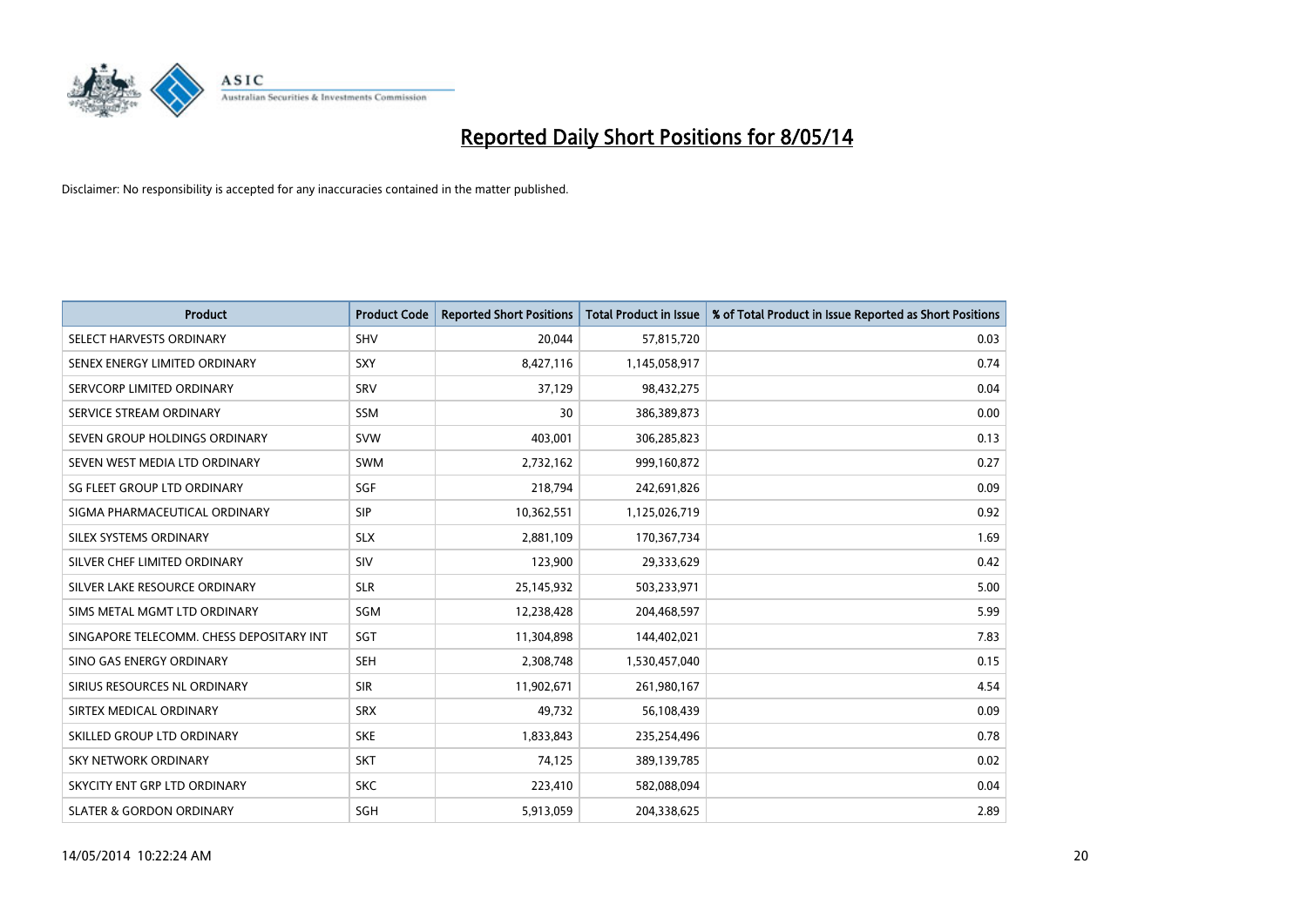# Reported Daily Short Positions for 8/05/14

Disclaimer: No responsibility is accepted for any inaccuracies contained in the matter published.

| Product | Product Code | Reported Short Positions | Total Product in Issue | % of Total Product in Issue Reported as Short Positions |
|---|---|---|---|---|
| SELECT HARVESTS ORDINARY | SHV | 20,044 | 57,815,720 | 0.03 |
| SENEX ENERGY LIMITED ORDINARY | SXY | 8,427,116 | 1,145,058,917 | 0.74 |
| SERVCORP LIMITED ORDINARY | SRV | 37,129 | 98,432,275 | 0.04 |
| SERVICE STREAM ORDINARY | SSM | 30 | 386,389,873 | 0.00 |
| SEVEN GROUP HOLDINGS ORDINARY | SVW | 403,001 | 306,285,823 | 0.13 |
| SEVEN WEST MEDIA LTD ORDINARY | SWM | 2,732,162 | 999,160,872 | 0.27 |
| SG FLEET GROUP LTD ORDINARY | SGF | 218,794 | 242,691,826 | 0.09 |
| SIGMA PHARMACEUTICAL ORDINARY | SIP | 10,362,551 | 1,125,026,719 | 0.92 |
| SILEX SYSTEMS ORDINARY | SLX | 2,881,109 | 170,367,734 | 1.69 |
| SILVER CHEF LIMITED ORDINARY | SIV | 123,900 | 29,333,629 | 0.42 |
| SILVER LAKE RESOURCE ORDINARY | SLR | 25,145,932 | 503,233,971 | 5.00 |
| SIMS METAL MGMT LTD ORDINARY | SGM | 12,238,428 | 204,468,597 | 5.99 |
| SINGAPORE TELECOMM. CHESS DEPOSITARY INT | SGT | 11,304,898 | 144,402,021 | 7.83 |
| SINO GAS ENERGY ORDINARY | SEH | 2,308,748 | 1,530,457,040 | 0.15 |
| SIRIUS RESOURCES NL ORDINARY | SIR | 11,902,671 | 261,980,167 | 4.54 |
| SIRTEX MEDICAL ORDINARY | SRX | 49,732 | 56,108,439 | 0.09 |
| SKILLED GROUP LTD ORDINARY | SKE | 1,833,843 | 235,254,496 | 0.78 |
| SKY NETWORK ORDINARY | SKT | 74,125 | 389,139,785 | 0.02 |
| SKYCITY ENT GRP LTD ORDINARY | SKC | 223,410 | 582,088,094 | 0.04 |
| SLATER & GORDON ORDINARY | SGH | 5,913,059 | 204,338,625 | 2.89 |

14/05/2014 10:22:24 AM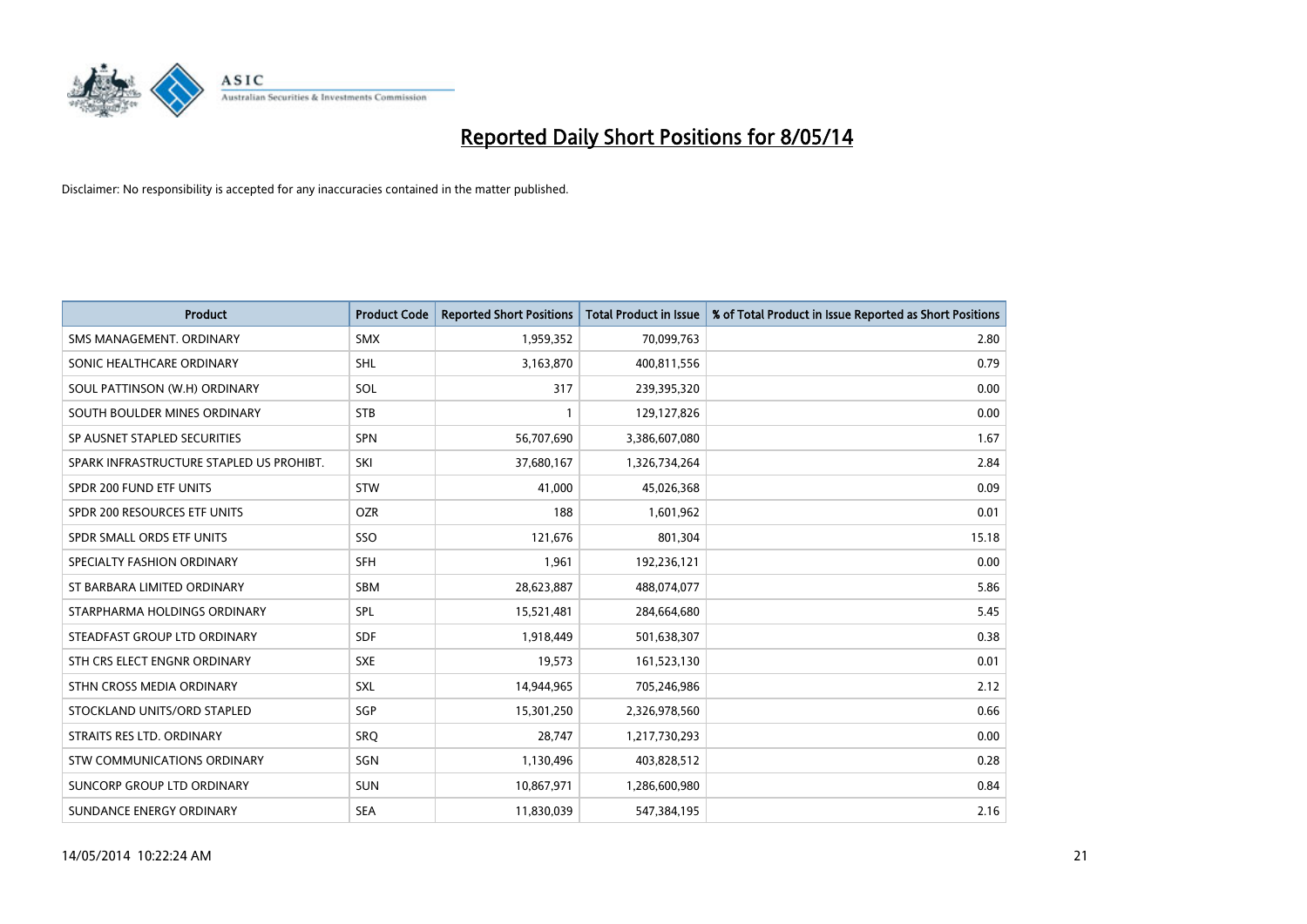# Reported Daily Short Positions for 8/05/14

Disclaimer: No responsibility is accepted for any inaccuracies contained in the matter published.

| Product | Product Code | Reported Short Positions | Total Product in Issue | % of Total Product in Issue Reported as Short Positions |
| --- | --- | --- | --- | --- |
| SMS MANAGEMENT. ORDINARY | SMX | 1,959,352 | 70,099,763 | 2.80 |
| SONIC HEALTHCARE ORDINARY | SHL | 3,163,870 | 400,811,556 | 0.79 |
| SOUL PATTINSON (W.H) ORDINARY | SOL | 317 | 239,395,320 | 0.00 |
| SOUTH BOULDER MINES ORDINARY | STB | 1 | 129,127,826 | 0.00 |
| SP AUSNET STAPLED SECURITIES | SPN | 56,707,690 | 3,386,607,080 | 1.67 |
| SPARK INFRASTRUCTURE STAPLED US PROHIBT. | SKI | 37,680,167 | 1,326,734,264 | 2.84 |
| SPDR 200 FUND ETF UNITS | STW | 41,000 | 45,026,368 | 0.09 |
| SPDR 200 RESOURCES ETF UNITS | OZR | 188 | 1,601,962 | 0.01 |
| SPDR SMALL ORDS ETF UNITS | SSO | 121,676 | 801,304 | 15.18 |
| SPECIALTY FASHION ORDINARY | SFH | 1,961 | 192,236,121 | 0.00 |
| ST BARBARA LIMITED ORDINARY | SBM | 28,623,887 | 488,074,077 | 5.86 |
| STARPHARMA HOLDINGS ORDINARY | SPL | 15,521,481 | 284,664,680 | 5.45 |
| STEADFAST GROUP LTD ORDINARY | SDF | 1,918,449 | 501,638,307 | 0.38 |
| STH CRS ELECT ENGNR ORDINARY | SXE | 19,573 | 161,523,130 | 0.01 |
| STHN CROSS MEDIA ORDINARY | SXL | 14,944,965 | 705,246,986 | 2.12 |
| STOCKLAND UNITS/ORD STAPLED | SGP | 15,301,250 | 2,326,978,560 | 0.66 |
| STRAITS RES LTD. ORDINARY | SRQ | 28,747 | 1,217,730,293 | 0.00 |
| STW COMMUNICATIONS ORDINARY | SGN | 1,130,496 | 403,828,512 | 0.28 |
| SUNCORP GROUP LTD ORDINARY | SUN | 10,867,971 | 1,286,600,980 | 0.84 |
| SUNDANCE ENERGY ORDINARY | SEA | 11,830,039 | 547,384,195 | 2.16 |

14/05/2014 10:22:24 AM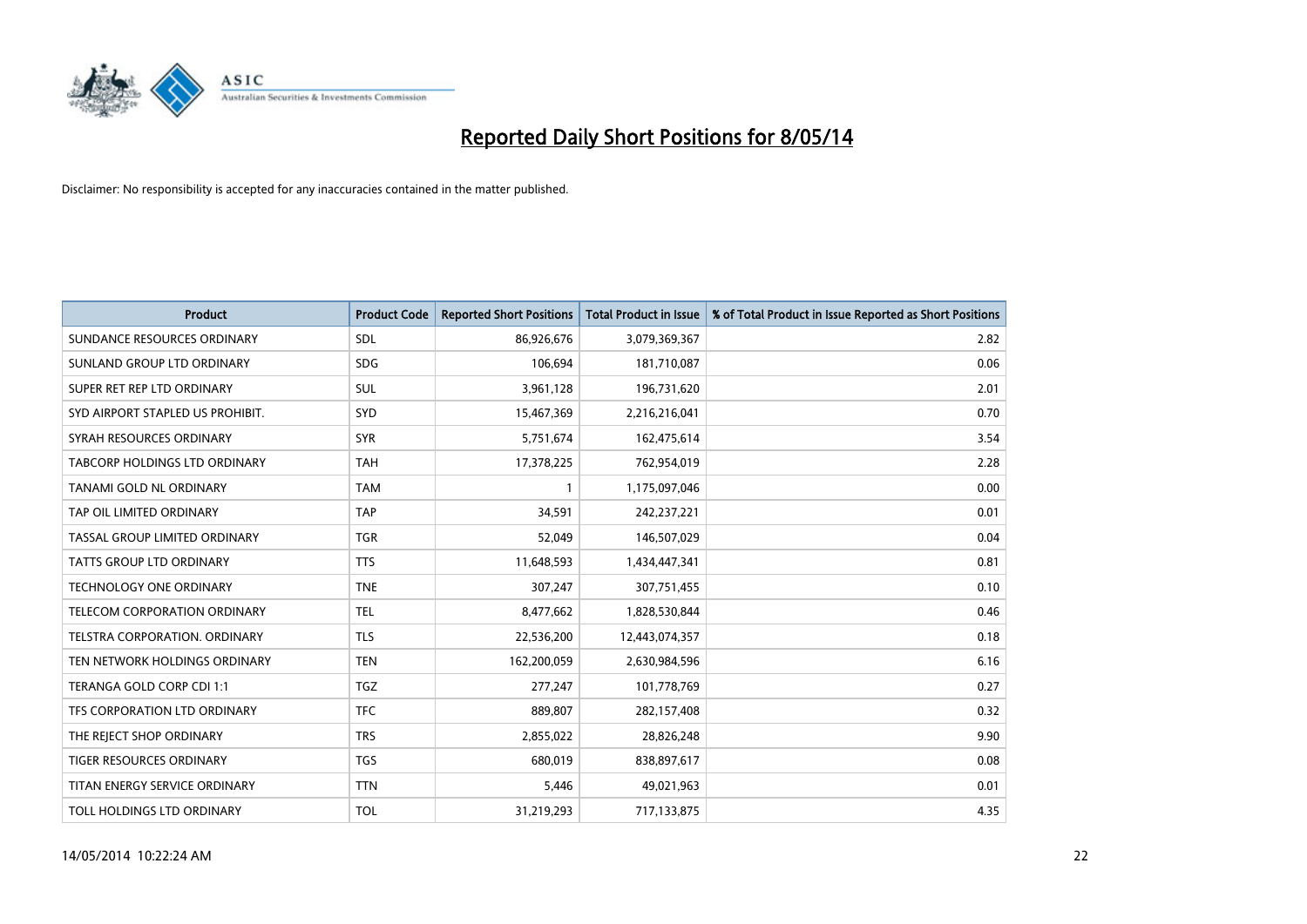# Reported Daily Short Positions for 8/05/14

Disclaimer: No responsibility is accepted for any inaccuracies contained in the matter published.

| Product | Product Code | Reported Short Positions | Total Product in Issue | % of Total Product in Issue Reported as Short Positions |
|---|---|---|---|---|
| SUNDANCE RESOURCES ORDINARY | SDL | 86,926,676 | 3,079,369,367 | 2.82 |
| SUNLAND GROUP LTD ORDINARY | SDG | 106,694 | 181,710,087 | 0.06 |
| SUPER RET REP LTD ORDINARY | SUL | 3,961,128 | 196,731,620 | 2.01 |
| SYD AIRPORT STAPLED US PROHIBIT. | SYD | 15,467,369 | 2,216,216,041 | 0.70 |
| SYRAH RESOURCES ORDINARY | SYR | 5,751,674 | 162,475,614 | 3.54 |
| TABCORP HOLDINGS LTD ORDINARY | TAH | 17,378,225 | 762,954,019 | 2.28 |
| TANAMI GOLD NL ORDINARY | TAM | 1 | 1,175,097,046 | 0.00 |
| TAP OIL LIMITED ORDINARY | TAP | 34,591 | 242,237,221 | 0.01 |
| TASSAL GROUP LIMITED ORDINARY | TGR | 52,049 | 146,507,029 | 0.04 |
| TATTS GROUP LTD ORDINARY | TTS | 11,648,593 | 1,434,447,341 | 0.81 |
| TECHNOLOGY ONE ORDINARY | TNE | 307,247 | 307,751,455 | 0.10 |
| TELECOM CORPORATION ORDINARY | TEL | 8,477,662 | 1,828,530,844 | 0.46 |
| TELSTRA CORPORATION. ORDINARY | TLS | 22,536,200 | 12,443,074,357 | 0.18 |
| TEN NETWORK HOLDINGS ORDINARY | TEN | 162,200,059 | 2,630,984,596 | 6.16 |
| TERANGA GOLD CORP CDI 1:1 | TGZ | 277,247 | 101,778,769 | 0.27 |
| TFS CORPORATION LTD ORDINARY | TFC | 889,807 | 282,157,408 | 0.32 |
| THE REJECT SHOP ORDINARY | TRS | 2,855,022 | 28,826,248 | 9.90 |
| TIGER RESOURCES ORDINARY | TGS | 680,019 | 838,897,617 | 0.08 |
| TITAN ENERGY SERVICE ORDINARY | TTN | 5,446 | 49,021,963 | 0.01 |
| TOLL HOLDINGS LTD ORDINARY | TOL | 31,219,293 | 717,133,875 | 4.35 |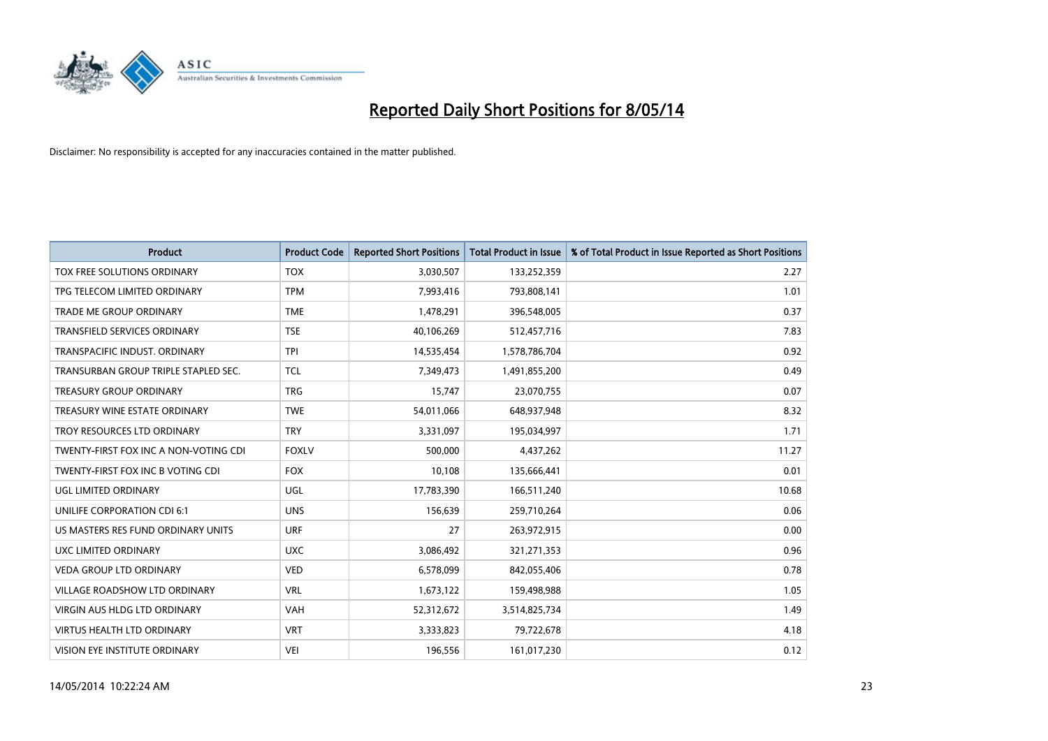# Reported Daily Short Positions for 8/05/14

Disclaimer: No responsibility is accepted for any inaccuracies contained in the matter published.

| Product | Product Code | Reported Short Positions | Total Product in Issue | % of Total Product in Issue Reported as Short Positions |
|---|---|---|---|---|
| TOX FREE SOLUTIONS ORDINARY | TOX | 3,030,507 | 133,252,359 | 2.27 |
| TPG TELECOM LIMITED ORDINARY | TPM | 7,993,416 | 793,808,141 | 1.01 |
| TRADE ME GROUP ORDINARY | TME | 1,478,291 | 396,548,005 | 0.37 |
| TRANSFIELD SERVICES ORDINARY | TSE | 40,106,269 | 512,457,716 | 7.83 |
| TRANSPACIFIC INDUST. ORDINARY | TPI | 14,535,454 | 1,578,786,704 | 0.92 |
| TRANSURBAN GROUP TRIPLE STAPLED SEC. | TCL | 7,349,473 | 1,491,855,200 | 0.49 |
| TREASURY GROUP ORDINARY | TRG | 15,747 | 23,070,755 | 0.07 |
| TREASURY WINE ESTATE ORDINARY | TWE | 54,011,066 | 648,937,948 | 8.32 |
| TROY RESOURCES LTD ORDINARY | TRY | 3,331,097 | 195,034,997 | 1.71 |
| TWENTY-FIRST FOX INC A NON-VOTING CDI | FOXLV | 500,000 | 4,437,262 | 11.27 |
| TWENTY-FIRST FOX INC B VOTING CDI | FOX | 10,108 | 135,666,441 | 0.01 |
| UGL LIMITED ORDINARY | UGL | 17,783,390 | 166,511,240 | 10.68 |
| UNILIFE CORPORATION CDI 6:1 | UNS | 156,639 | 259,710,264 | 0.06 |
| US MASTERS RES FUND ORDINARY UNITS | URF | 27 | 263,972,915 | 0.00 |
| UXC LIMITED ORDINARY | UXC | 3,086,492 | 321,271,353 | 0.96 |
| VEDA GROUP LTD ORDINARY | VED | 6,578,099 | 842,055,406 | 0.78 |
| VILLAGE ROADSHOW LTD ORDINARY | VRL | 1,673,122 | 159,498,988 | 1.05 |
| VIRGIN AUS HLDG LTD ORDINARY | VAH | 52,312,672 | 3,514,825,734 | 1.49 |
| VIRTUS HEALTH LTD ORDINARY | VRT | 3,333,823 | 79,722,678 | 4.18 |
| VISION EYE INSTITUTE ORDINARY | VEI | 196,556 | 161,017,230 | 0.12 |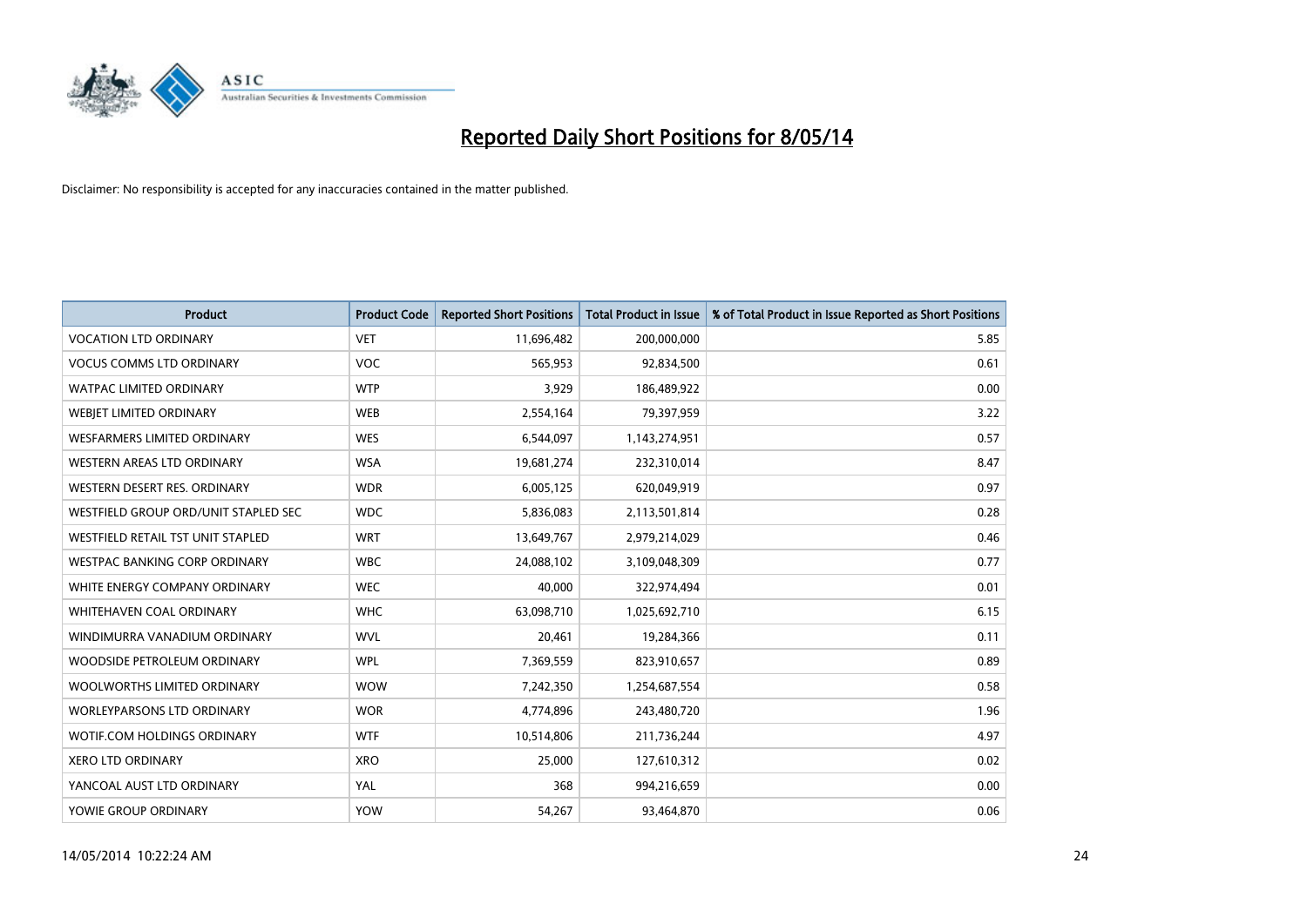# Reported Daily Short Positions for 8/05/14

Disclaimer: No responsibility is accepted for any inaccuracies contained in the matter published.

| Product | Product Code | Reported Short Positions | Total Product in Issue | % of Total Product in Issue Reported as Short Positions |
| --- | --- | --- | --- | --- |
| VOCATION LTD ORDINARY | VET | 11,696,482 | 200,000,000 | 5.85 |
| VOCUS COMMS LTD ORDINARY | VOC | 565,953 | 92,834,500 | 0.61 |
| WATPAC LIMITED ORDINARY | WTP | 3,929 | 186,489,922 | 0.00 |
| WEBJET LIMITED ORDINARY | WEB | 2,554,164 | 79,397,959 | 3.22 |
| WESFARMERS LIMITED ORDINARY | WES | 6,544,097 | 1,143,274,951 | 0.57 |
| WESTERN AREAS LTD ORDINARY | WSA | 19,681,274 | 232,310,014 | 8.47 |
| WESTERN DESERT RES. ORDINARY | WDR | 6,005,125 | 620,049,919 | 0.97 |
| WESTFIELD GROUP ORD/UNIT STAPLED SEC | WDC | 5,836,083 | 2,113,501,814 | 0.28 |
| WESTFIELD RETAIL TST UNIT STAPLED | WRT | 13,649,767 | 2,979,214,029 | 0.46 |
| WESTPAC BANKING CORP ORDINARY | WBC | 24,088,102 | 3,109,048,309 | 0.77 |
| WHITE ENERGY COMPANY ORDINARY | WEC | 40,000 | 322,974,494 | 0.01 |
| WHITEHAVEN COAL ORDINARY | WHC | 63,098,710 | 1,025,692,710 | 6.15 |
| WINDIMURRA VANADIUM ORDINARY | WVL | 20,461 | 19,284,366 | 0.11 |
| WOODSIDE PETROLEUM ORDINARY | WPL | 7,369,559 | 823,910,657 | 0.89 |
| WOOLWORTHS LIMITED ORDINARY | WOW | 7,242,350 | 1,254,687,554 | 0.58 |
| WORLEYPARSONS LTD ORDINARY | WOR | 4,774,896 | 243,480,720 | 1.96 |
| WOTIF.COM HOLDINGS ORDINARY | WTF | 10,514,806 | 211,736,244 | 4.97 |
| XERO LTD ORDINARY | XRO | 25,000 | 127,610,312 | 0.02 |
| YANCOAL AUST LTD ORDINARY | YAL | 368 | 994,216,659 | 0.00 |
| YOWIE GROUP ORDINARY | YOW | 54,267 | 93,464,870 | 0.06 |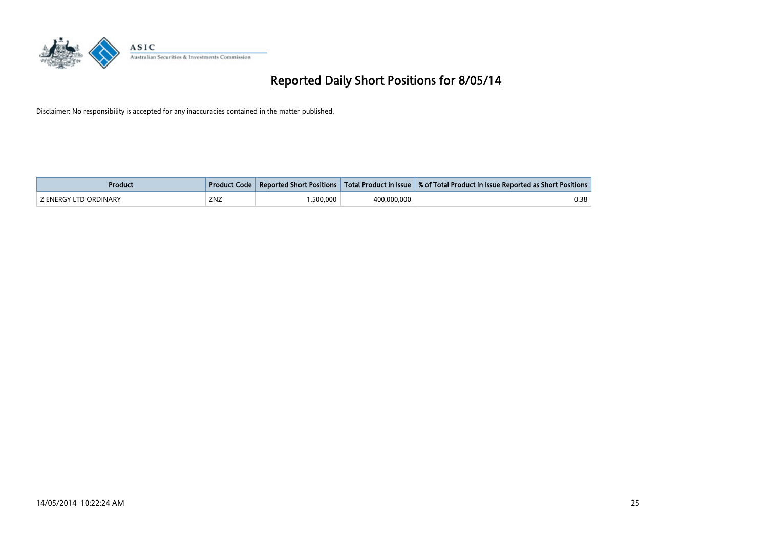# Reported Daily Short Positions for 8/05/14

Disclaimer: No responsibility is accepted for any inaccuracies contained in the matter published.

| Product | Product Code | Reported Short Positions | Total Product in Issue | % of Total Product in Issue Reported as Short Positions |
|---|---|---|---|---|
| Z ENERGY LTD ORDINARY | ZNZ | 1,500,000 | 400,000,000 | 0.38 |